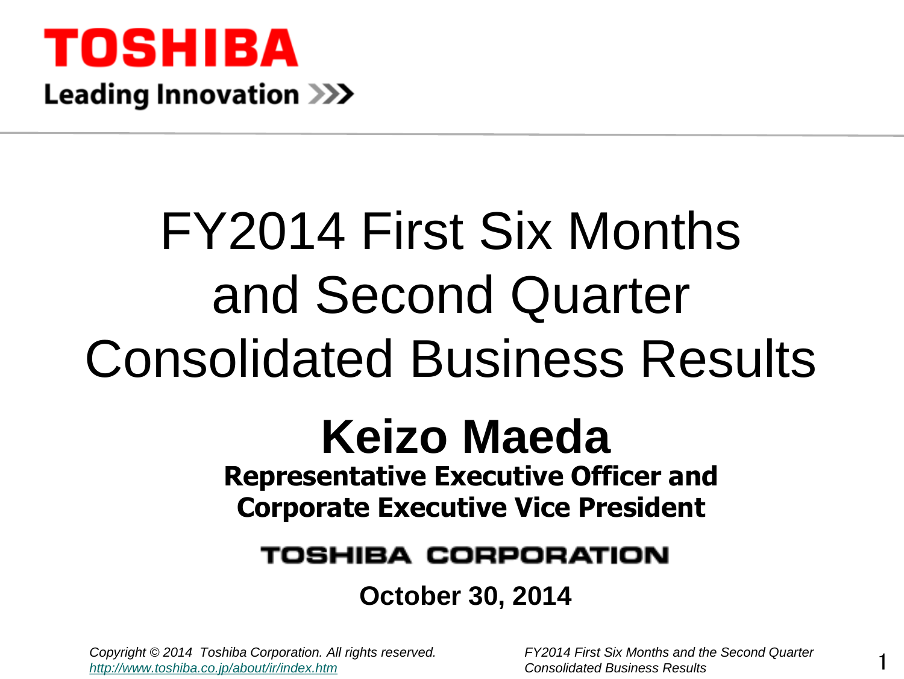**TOSHIBA**

**Leading Innovation >>>**

# FY2014 First Six Months and Second Quarter Consolidated Business Results

## Keizo Maeda

**Representative Executive Officer and Corporate Executive Vice President**

**TOSHIBA CORPORATION**

**October 30, 2014**

*Copyright © 2014 Toshiba Corporation. All rights reserved.*
*http://www.toshiba.co.jp/about/ir/index.htm*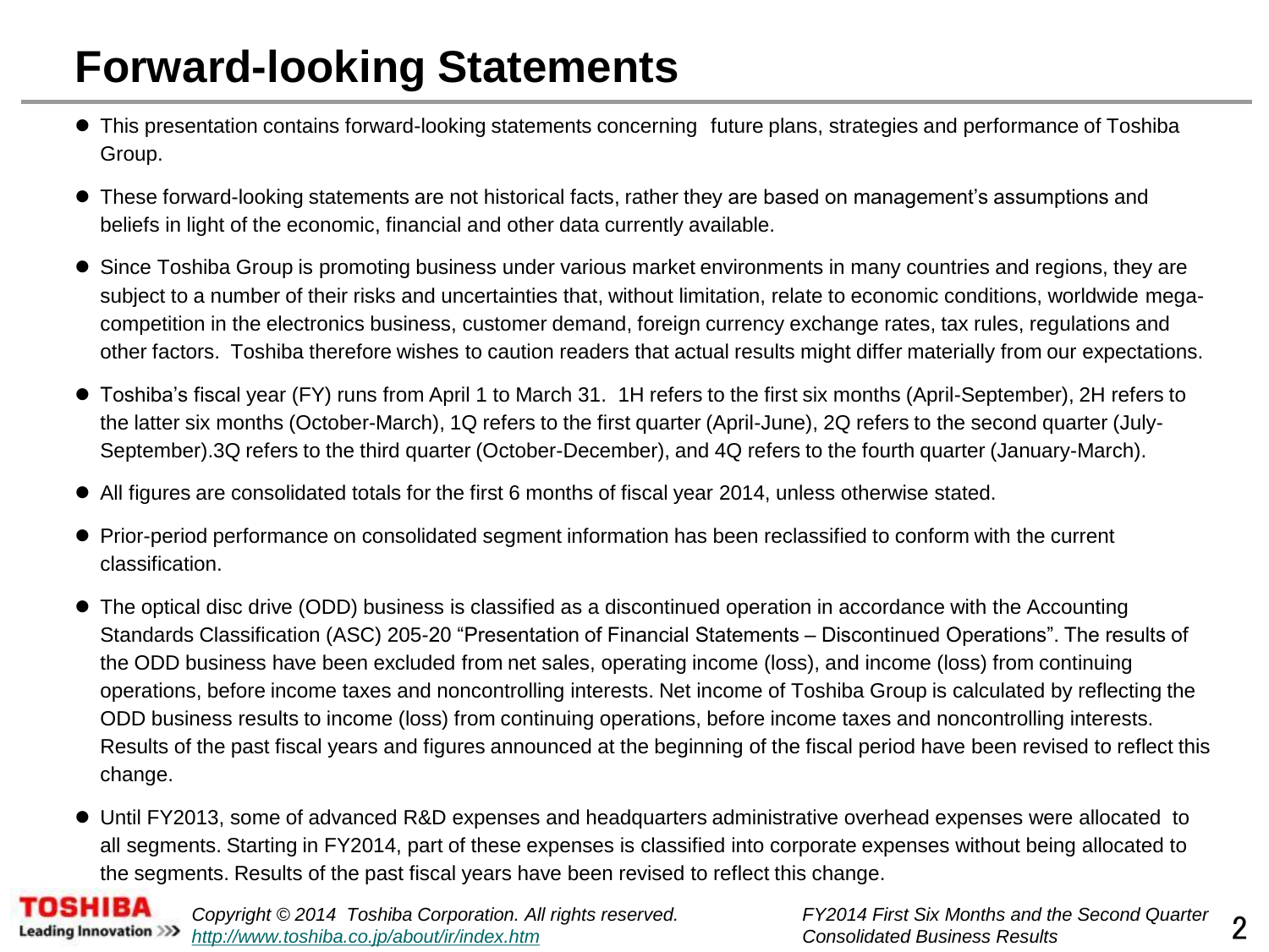# Forward-looking Statements

- This presentation contains forward-looking statements concerning future plans, strategies and performance of Toshiba Group.
- These forward-looking statements are not historical facts, rather they are based on management's assumptions and beliefs in light of the economic, financial and other data currently available.
- Since Toshiba Group is promoting business under various market environments in many countries and regions, they are subject to a number of their risks and uncertainties that, without limitation, relate to economic conditions, worldwide mega-competition in the electronics business, customer demand, foreign currency exchange rates, tax rules, regulations and other factors. Toshiba therefore wishes to caution readers that actual results might differ materially from our expectations.
- Toshiba's fiscal year (FY) runs from April 1 to March 31. 1H refers to the first six months (April-September), 2H refers to the latter six months (October-March), 1Q refers to the first quarter (April-June), 2Q refers to the second quarter (July-September).3Q refers to the third quarter (October-December), and 4Q refers to the fourth quarter (January-March).
- All figures are consolidated totals for the first 6 months of fiscal year 2014, unless otherwise stated.
- Prior-period performance on consolidated segment information has been reclassified to conform with the current classification.
- The optical disc drive (ODD) business is classified as a discontinued operation in accordance with the Accounting Standards Classification (ASC) 205-20 "Presentation of Financial Statements – Discontinued Operations". The results of the ODD business have been excluded from net sales, operating income (loss), and income (loss) from continuing operations, before income taxes and noncontrolling interests. Net income of Toshiba Group is calculated by reflecting the ODD business results to income (loss) from continuing operations, before income taxes and noncontrolling interests. Results of the past fiscal years and figures announced at the beginning of the fiscal period have been revised to reflect this change.
- Until FY2013, some of advanced R&D expenses and headquarters administrative overhead expenses were allocated to all segments. Starting in FY2014, part of these expenses is classified into corporate expenses without being allocated to the segments. Results of the past fiscal years have been revised to reflect this change.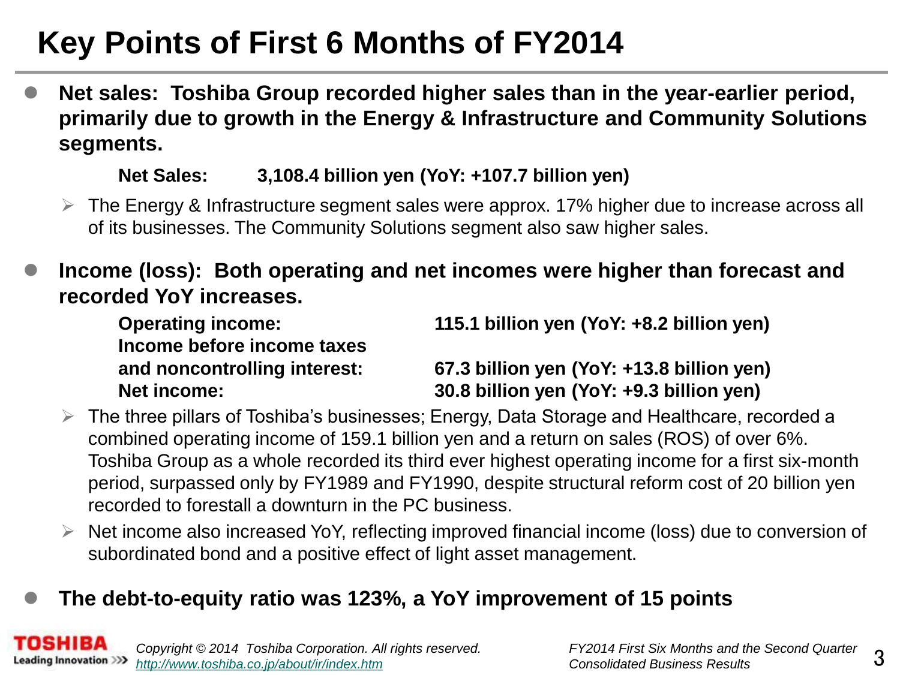# Key Points of First 6 Months of FY2014

- **Net sales: Toshiba Group recorded higher sales than in the year-earlier period, primarily due to growth in the Energy & Infrastructure and Community Solutions segments.**

  **Net Sales: 3,108.4 billion yen (YoY: +107.7 billion yen)**

  - The Energy & Infrastructure segment sales were approx. 17% higher due to increase across all of its businesses. The Community Solutions segment also saw higher sales.

- **Income (loss): Both operating and net incomes were higher than forecast and recorded YoY increases.**

  | | |
  |---|---|
  | **Operating income:** | **115.1 billion yen (YoY: +8.2 billion yen)** |
  | **Income before income taxes and noncontrolling interest:** | **67.3 billion yen (YoY: +13.8 billion yen)** |
  | **Net income:** | **30.8 billion yen (YoY: +9.3 billion yen)** |

  - The three pillars of Toshiba's businesses; Energy, Data Storage and Healthcare, recorded a combined operating income of 159.1 billion yen and a return on sales (ROS) of over 6%. Toshiba Group as a whole recorded its third ever highest operating income for a first six-month period, surpassed only by FY1989 and FY1990, despite structural reform cost of 20 billion yen recorded to forestall a downturn in the PC business.
  - Net income also increased YoY, reflecting improved financial income (loss) due to conversion of subordinated bond and a positive effect of light asset management.

- **The debt-to-equity ratio was 123%, a YoY improvement of 15 points**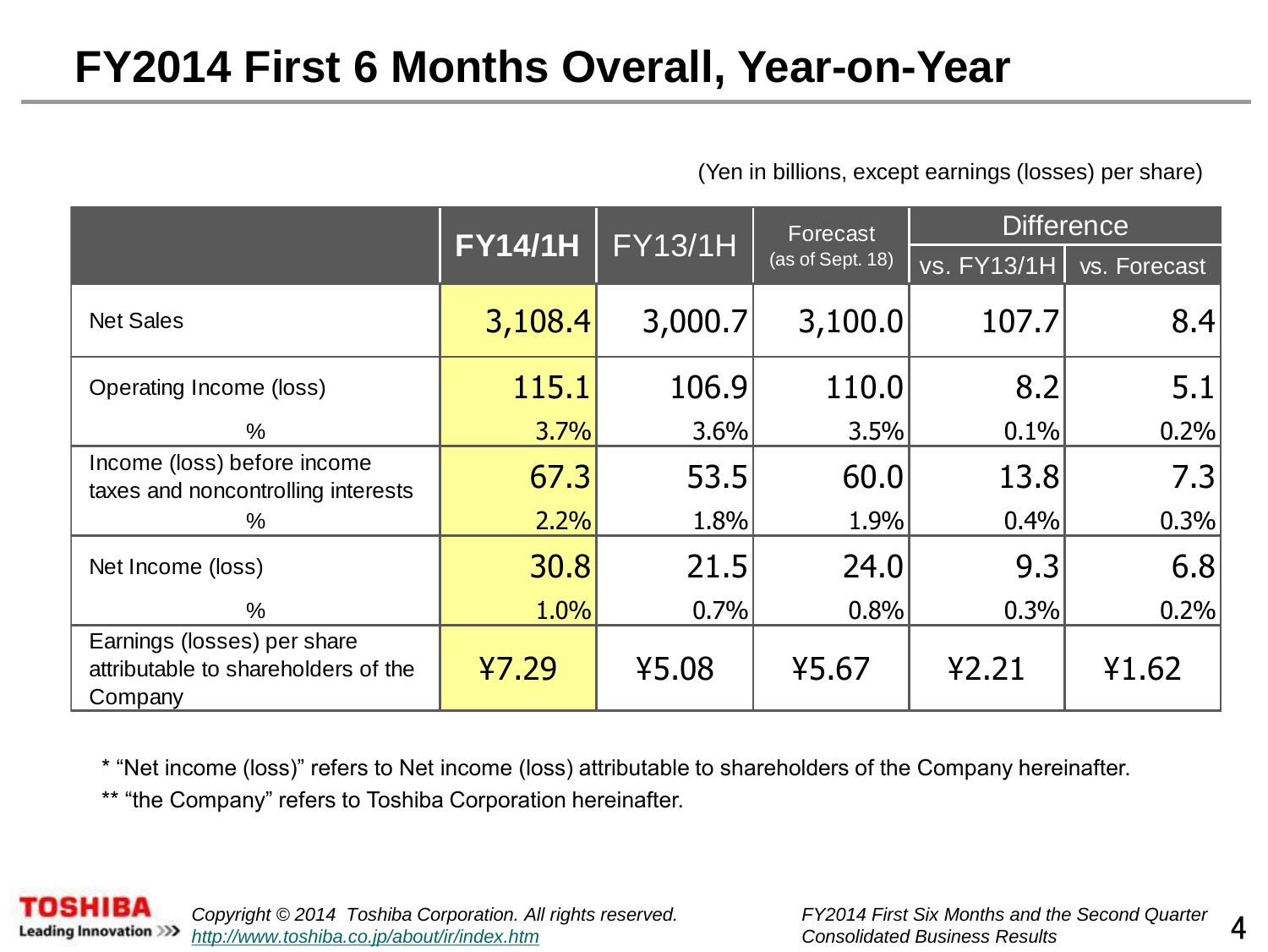# FY2014 First 6 Months Overall, Year-on-Year

(Yen in billions, except earnings (losses) per share)

| | FY14/1H | FY13/1H | Forecast (as of Sept. 18) | Difference | |
|---|---|---|---|---|---|
| | | | | vs. FY13/1H | vs. Forecast |
| Net Sales | 3,108.4 | 3,000.7 | 3,100.0 | 107.7 | 8.4 |
| Operating Income (loss) | 115.1 | 106.9 | 110.0 | 8.2 | 5.1 |
| % | 3.7% | 3.6% | 3.5% | 0.1% | 0.2% |
| Income (loss) before income taxes and noncontrolling interests | 67.3 | 53.5 | 60.0 | 13.8 | 7.3 |
| % | 2.2% | 1.8% | 1.9% | 0.4% | 0.3% |
| Net Income (loss) | 30.8 | 21.5 | 24.0 | 9.3 | 6.8 |
| % | 1.0% | 0.7% | 0.8% | 0.3% | 0.2% |
| Earnings (losses) per share attributable to shareholders of the Company | ¥7.29 | ¥5.08 | ¥5.67 | ¥2.21 | ¥1.62 |

* "Net income (loss)" refers to Net income (loss) attributable to shareholders of the Company hereinafter.

** "the Company" refers to Toshiba Corporation hereinafter.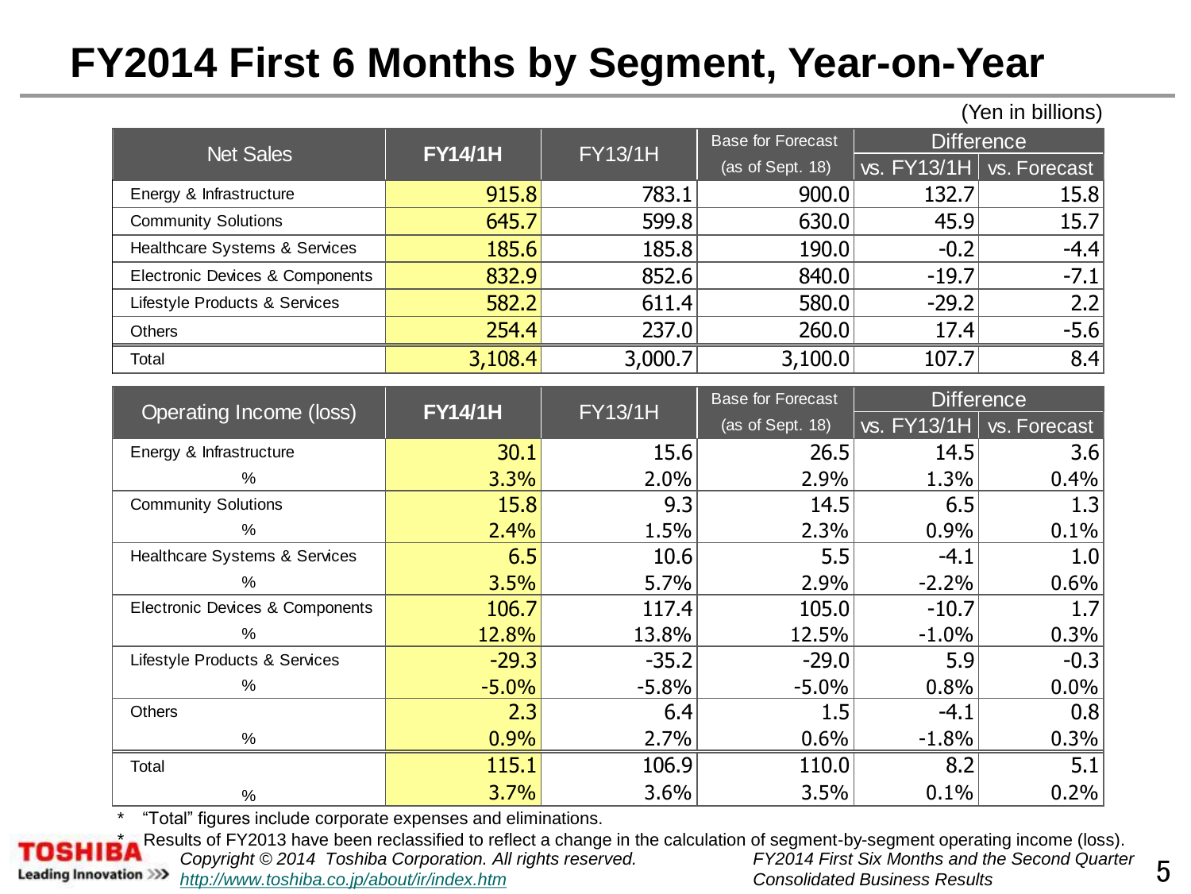# FY2014 First 6 Months by Segment, Year-on-Year

(Yen in billions)

| Net Sales | FY14/1H | FY13/1H | Base for Forecast (as of Sept. 18) | Difference | |
|---|---|---|---|---|---|
| | | | | vs. FY13/1H | vs. Forecast |
| Energy & Infrastructure | 915.8 | 783.1 | 900.0 | 132.7 | 15.8 |
| Community Solutions | 645.7 | 599.8 | 630.0 | 45.9 | 15.7 |
| Healthcare Systems & Services | 185.6 | 185.8 | 190.0 | -0.2 | -4.4 |
| Electronic Devices & Components | 832.9 | 852.6 | 840.0 | -19.7 | -7.1 |
| Lifestyle Products & Services | 582.2 | 611.4 | 580.0 | -29.2 | 2.2 |
| Others | 254.4 | 237.0 | 260.0 | 17.4 | -5.6 |
| Total | 3,108.4 | 3,000.7 | 3,100.0 | 107.7 | 8.4 |

| Operating Income (loss) | FY14/1H | FY13/1H | Base for Forecast (as of Sept. 18) | Difference | |
|---|---|---|---|---|---|
| | | | | vs. FY13/1H | vs. Forecast |
| Energy & Infrastructure | 30.1 | 15.6 | 26.5 | 14.5 | 3.6 |
| % | 3.3% | 2.0% | 2.9% | 1.3% | 0.4% |
| Community Solutions | 15.8 | 9.3 | 14.5 | 6.5 | 1.3 |
| % | 2.4% | 1.5% | 2.3% | 0.9% | 0.1% |
| Healthcare Systems & Services | 6.5 | 10.6 | 5.5 | -4.1 | 1.0 |
| % | 3.5% | 5.7% | 2.9% | -2.2% | 0.6% |
| Electronic Devices & Components | 106.7 | 117.4 | 105.0 | -10.7 | 1.7 |
| % | 12.8% | 13.8% | 12.5% | -1.0% | 0.3% |
| Lifestyle Products & Services | -29.3 | -35.2 | -29.0 | 5.9 | -0.3 |
| % | -5.0% | -5.8% | -5.0% | 0.8% | 0.0% |
| Others | 2.3 | 6.4 | 1.5 | -4.1 | 0.8 |
| % | 0.9% | 2.7% | 0.6% | -1.8% | 0.3% |
| Total | 115.1 | 106.9 | 110.0 | 8.2 | 5.1 |
| % | 3.7% | 3.6% | 3.5% | 0.1% | 0.2% |

* "Total" figures include corporate expenses and eliminations.
* Results of FY2013 have been reclassified to reflect a change in the calculation of segment-by-segment operating income (loss).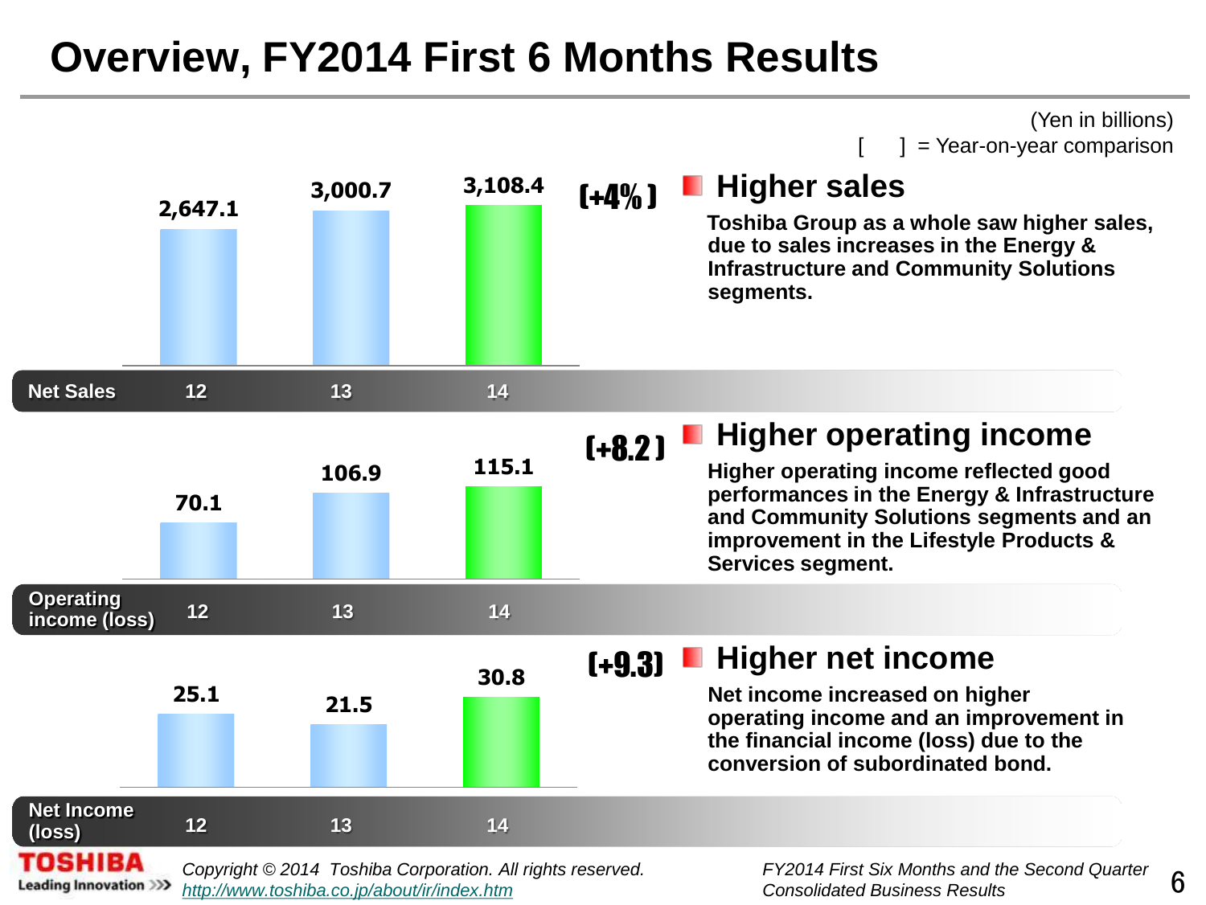# Overview, FY2014 First 6 Months Results

(Yen in billions)

[ ] = Year-on-year comparison

| | 12 | 13 | 14 | |
|---|---|---|---|---|
| Net Sales | 2,647.1 | 3,000.7 | 3,108.4 | [+4%] |
| Operating income (loss) | 70.1 | 106.9 | 115.1 | [+8.2] |
| Net Income (loss) | 25.1 | 21.5 | 30.8 | [+9.3] |

## Higher sales

**Toshiba Group as a whole saw higher sales, due to sales increases in the Energy & Infrastructure and Community Solutions segments.**

## Higher operating income

**Higher operating income reflected good performances in the Energy & Infrastructure and Community Solutions segments and an improvement in the Lifestyle Products & Services segment.**

## Higher net income

**Net income increased on higher operating income and an improvement in the financial income (loss) due to the conversion of subordinated bond.**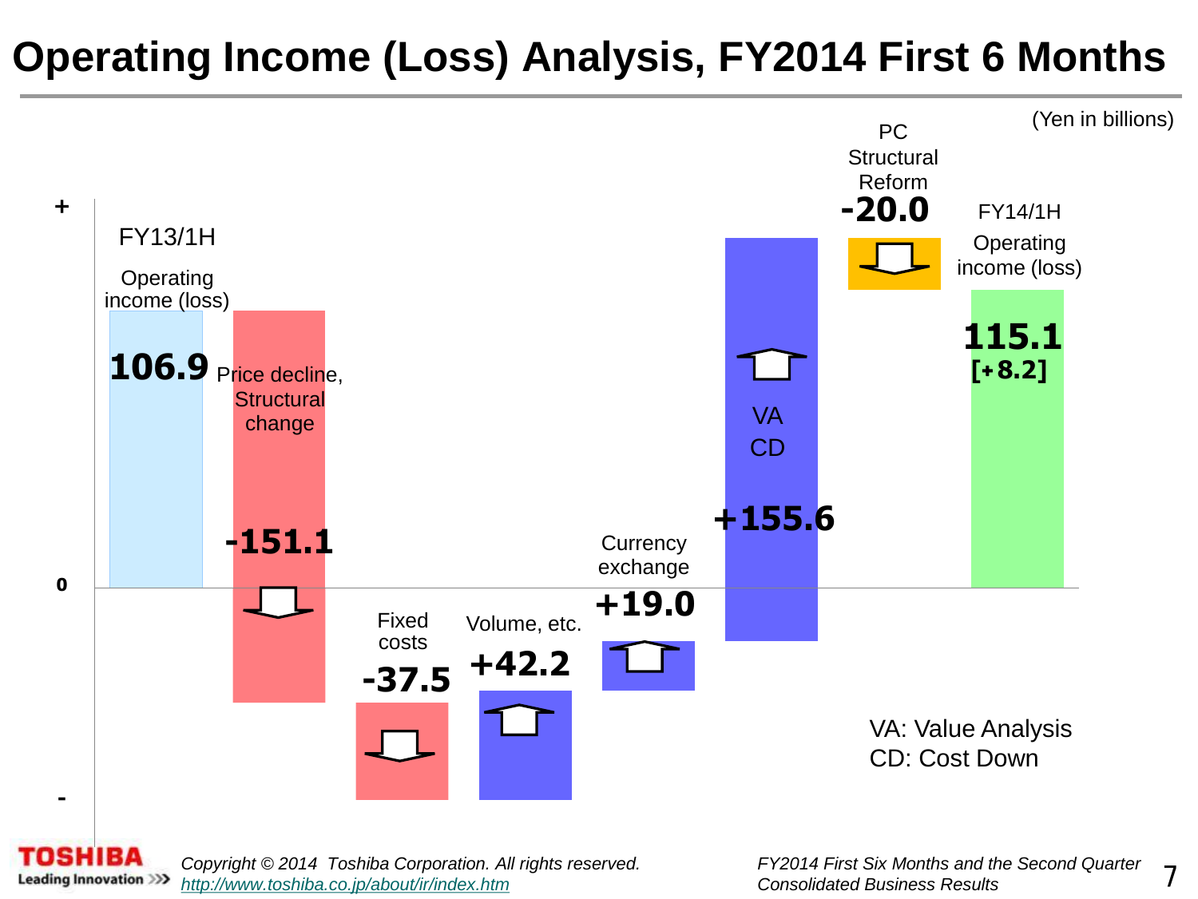# Operating Income (Loss) Analysis, FY2014 First 6 Months

(Yen in billions)

| Item | Amount |
| --- | --- |
| FY13/1H Operating income (loss) | 106.9 |
| Price decline, Structural change | -151.1 |
| Fixed costs | -37.5 |
| Volume, etc. | +42.2 |
| Currency exchange | +19.0 |
| VA CD | +155.6 |
| PC Structural Reform | -20.0 |
| FY14/1H Operating income (loss) | 115.1 [+8.2] |

VA: Value Analysis
CD: Cost Down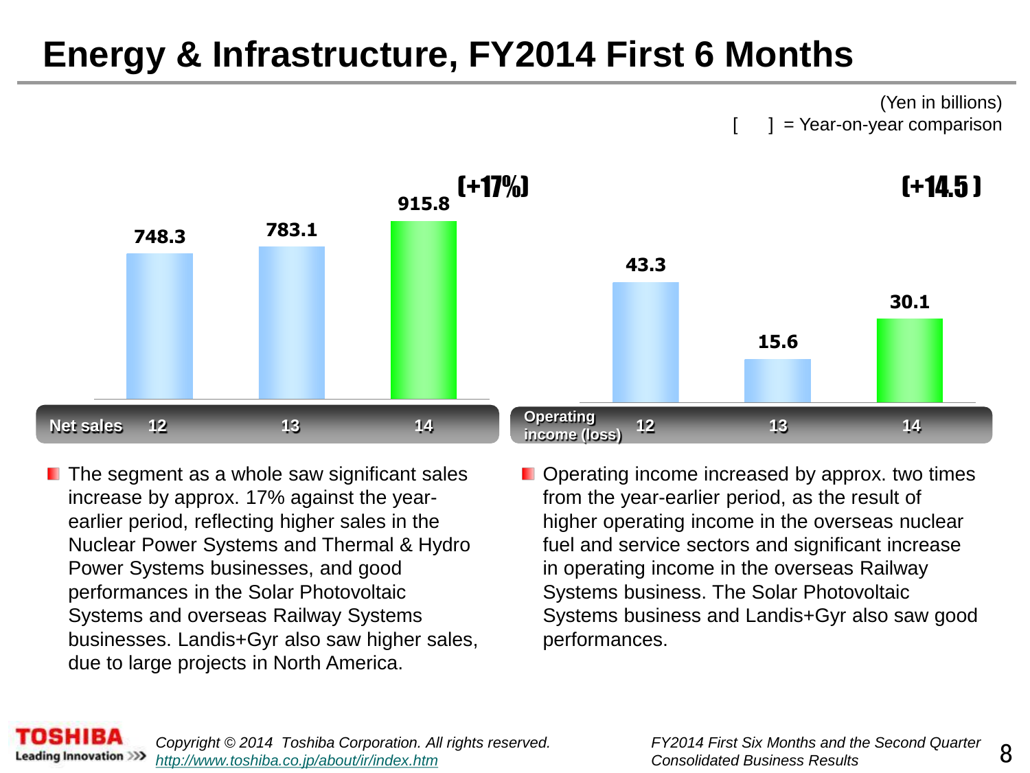# Energy & Infrastructure, FY2014 First 6 Months

(Yen in billions)
[ ] = Year-on-year comparison

| Net sales | 12 | 13 | 14 |
| --- | --- | --- | --- |
| | 748.3 | 783.1 | 915.8 [+17%] |

| Operating income (loss) | 12 | 13 | 14 |
| --- | --- | --- | --- |
| | 43.3 | 15.6 | 30.1 [+14.5] |

- The segment as a whole saw significant sales increase by approx. 17% against the year-earlier period, reflecting higher sales in the Nuclear Power Systems and Thermal & Hydro Power Systems businesses, and good performances in the Solar Photovoltaic Systems and overseas Railway Systems businesses. Landis+Gyr also saw higher sales, due to large projects in North America.

- Operating income increased by approx. two times from the year-earlier period, as the result of higher operating income in the overseas nuclear fuel and service sectors and significant increase in operating income in the overseas Railway Systems business. The Solar Photovoltaic Systems business and Landis+Gyr also saw good performances.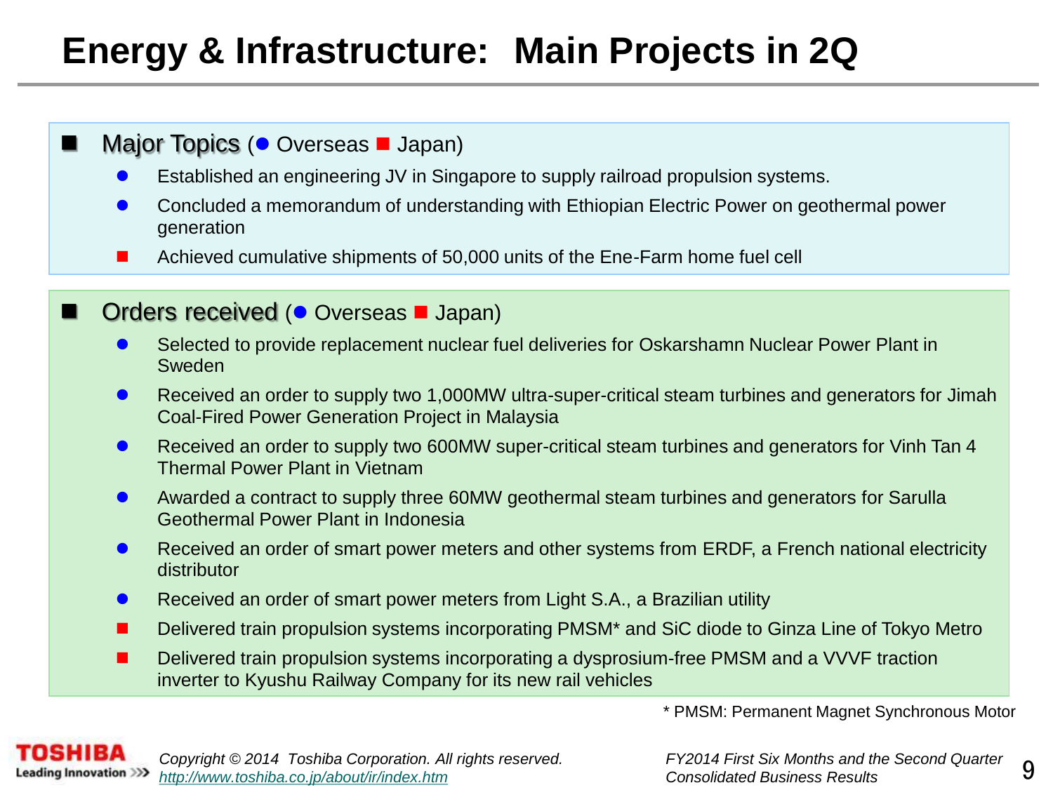# Energy & Infrastructure: Main Projects in 2Q

## Major Topics (● Overseas ■ Japan)

- ● Established an engineering JV in Singapore to supply railroad propulsion systems.
- ● Concluded a memorandum of understanding with Ethiopian Electric Power on geothermal power generation
- ■ Achieved cumulative shipments of 50,000 units of the Ene-Farm home fuel cell

## Orders received (● Overseas ■ Japan)

- ● Selected to provide replacement nuclear fuel deliveries for Oskarshamn Nuclear Power Plant in Sweden
- ● Received an order to supply two 1,000MW ultra-super-critical steam turbines and generators for Jimah Coal-Fired Power Generation Project in Malaysia
- ● Received an order to supply two 600MW super-critical steam turbines and generators for Vinh Tan 4 Thermal Power Plant in Vietnam
- ● Awarded a contract to supply three 60MW geothermal steam turbines and generators for Sarulla Geothermal Power Plant in Indonesia
- ● Received an order of smart power meters and other systems from ERDF, a French national electricity distributor
- ● Received an order of smart power meters from Light S.A., a Brazilian utility
- ■ Delivered train propulsion systems incorporating PMSM* and SiC diode to Ginza Line of Tokyo Metro
- ■ Delivered train propulsion systems incorporating a dysprosium-free PMSM and a VVVF traction inverter to Kyushu Railway Company for its new rail vehicles

\* PMSM: Permanent Magnet Synchronous Motor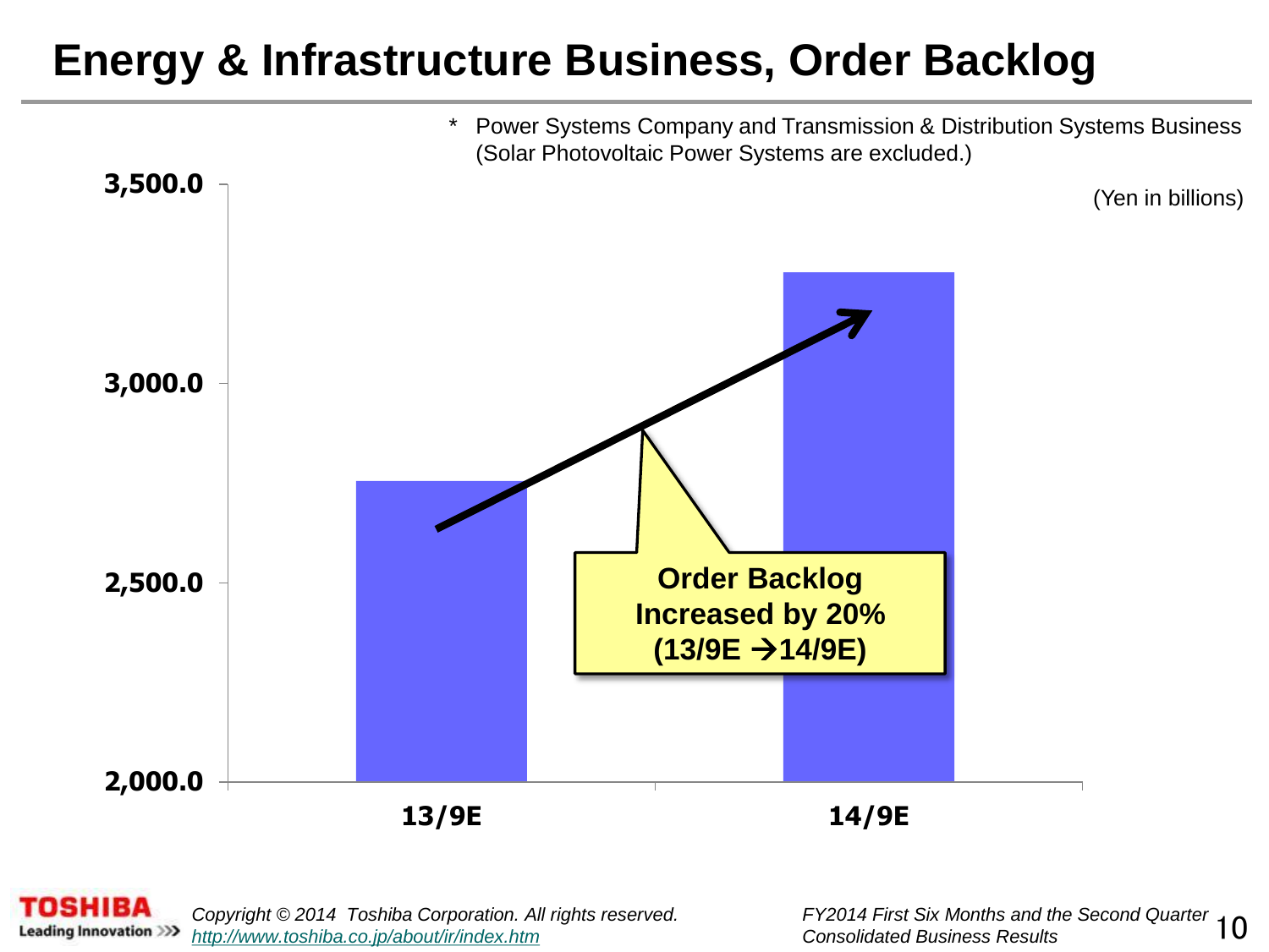# Energy & Infrastructure Business, Order Backlog

\* Power Systems Company and Transmission & Distribution Systems Business (Solar Photovoltaic Power Systems are excluded.)

(Yen in billions)

3,500.0

3,000.0

2,500.0

2,000.0

13/9E

14/9E

**Order Backlog Increased by 20% (13/9E →14/9E)**

Copyright © 2014 Toshiba Corporation. All rights reserved.
http://www.toshiba.co.jp/about/ir/index.htm

FY2014 First Six Months and the Second Quarter Consolidated Business Results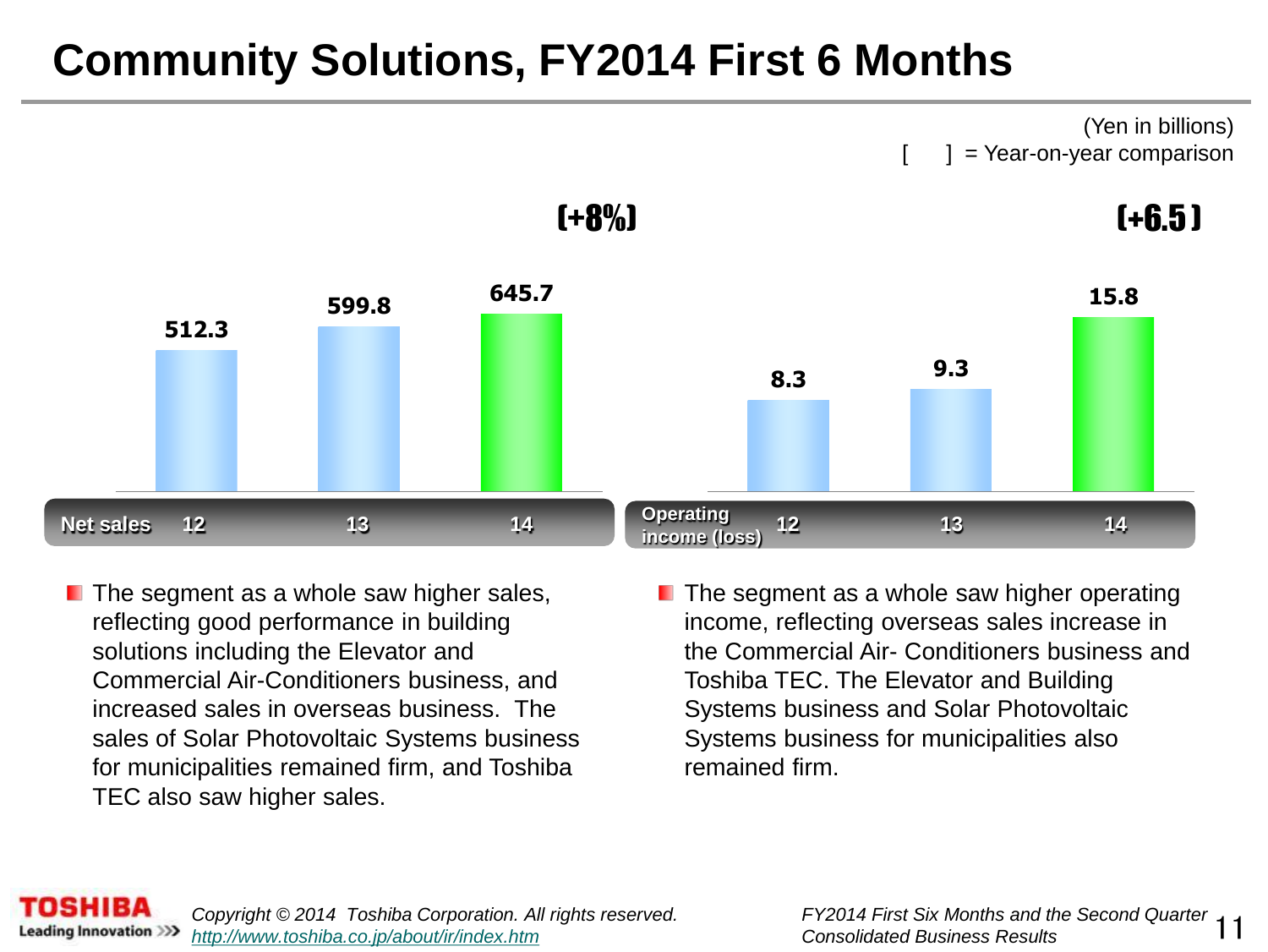# Community Solutions, FY2014 First 6 Months

(Yen in billions)
[ ] = Year-on-year comparison

| Net sales | 12 | 13 | 14 |
|---|---|---|---|
| | 512.3 | 599.8 | 645.7 |

[+8%]

| Operating income (loss) | 12 | 13 | 14 |
|---|---|---|---|
| | 8.3 | 9.3 | 15.8 |

[+6.5]

- The segment as a whole saw higher sales, reflecting good performance in building solutions including the Elevator and Commercial Air-Conditioners business, and increased sales in overseas business. The sales of Solar Photovoltaic Systems business for municipalities remained firm, and Toshiba TEC also saw higher sales.

- The segment as a whole saw higher operating income, reflecting overseas sales increase in the Commercial Air- Conditioners business and Toshiba TEC. The Elevator and Building Systems business and Solar Photovoltaic Systems business for municipalities also remained firm.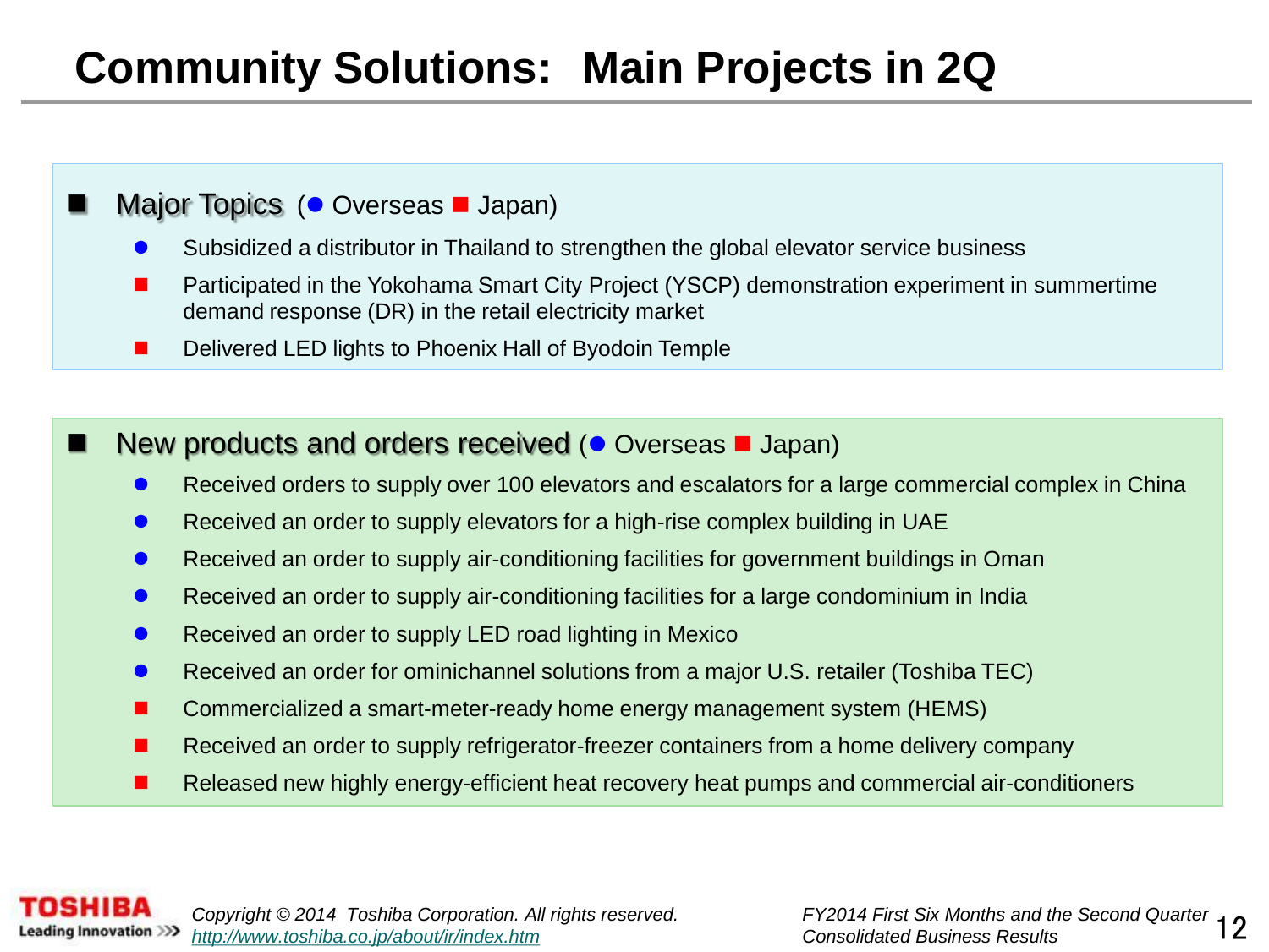# Community Solutions: Main Projects in 2Q

## Major Topics (● Overseas ■ Japan)

- ● Subsidized a distributor in Thailand to strengthen the global elevator service business
- ■ Participated in the Yokohama Smart City Project (YSCP) demonstration experiment in summertime demand response (DR) in the retail electricity market
- ■ Delivered LED lights to Phoenix Hall of Byodoin Temple

## New products and orders received (● Overseas ■ Japan)

- ● Received orders to supply over 100 elevators and escalators for a large commercial complex in China
- ● Received an order to supply elevators for a high-rise complex building in UAE
- ● Received an order to supply air-conditioning facilities for government buildings in Oman
- ● Received an order to supply air-conditioning facilities for a large condominium in India
- ● Received an order to supply LED road lighting in Mexico
- ● Received an order for ominichannel solutions from a major U.S. retailer (Toshiba TEC)
- ■ Commercialized a smart-meter-ready home energy management system (HEMS)
- ■ Received an order to supply refrigerator-freezer containers from a home delivery company
- ■ Released new highly energy-efficient heat recovery heat pumps and commercial air-conditioners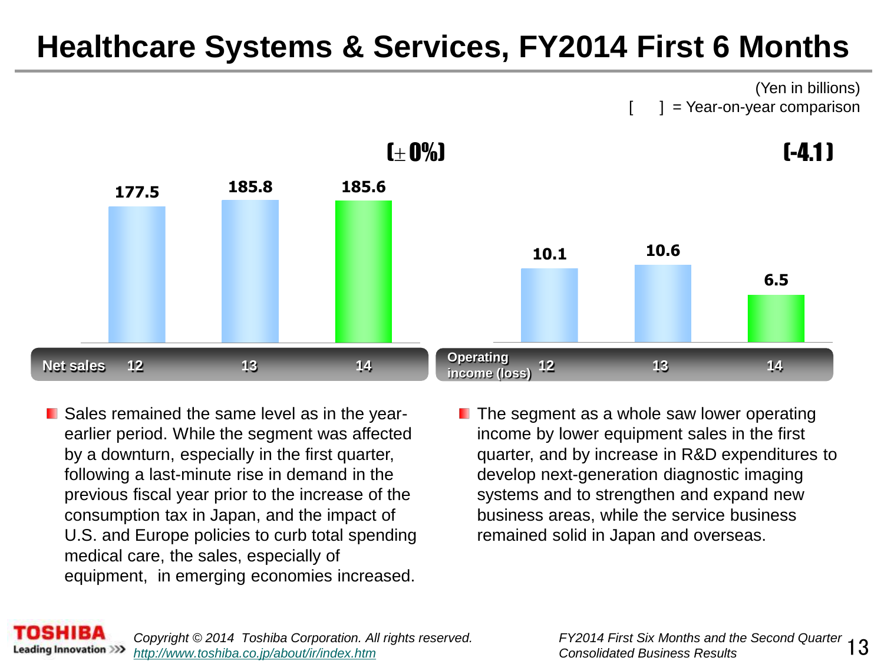# Healthcare Systems & Services, FY2014 First 6 Months

(Yen in billions)
[ ] = Year-on-year comparison

| Net sales | 12 | 13 | 14 |
|---|---|---|---|
| | 177.5 | 185.8 | 185.6 [±0%] |

| Operating income (loss) | 12 | 13 | 14 |
|---|---|---|---|
| | 10.1 | 10.6 | 6.5 [-4.1] |

- Sales remained the same level as in the year-earlier period. While the segment was affected by a downturn, especially in the first quarter, following a last-minute rise in demand in the previous fiscal year prior to the increase of the consumption tax in Japan, and the impact of U.S. and Europe policies to curb total spending medical care, the sales, especially of equipment, in emerging economies increased.
- The segment as a whole saw lower operating income by lower equipment sales in the first quarter, and by increase in R&D expenditures to develop next-generation diagnostic imaging systems and to strengthen and expand new business areas, while the service business remained solid in Japan and overseas.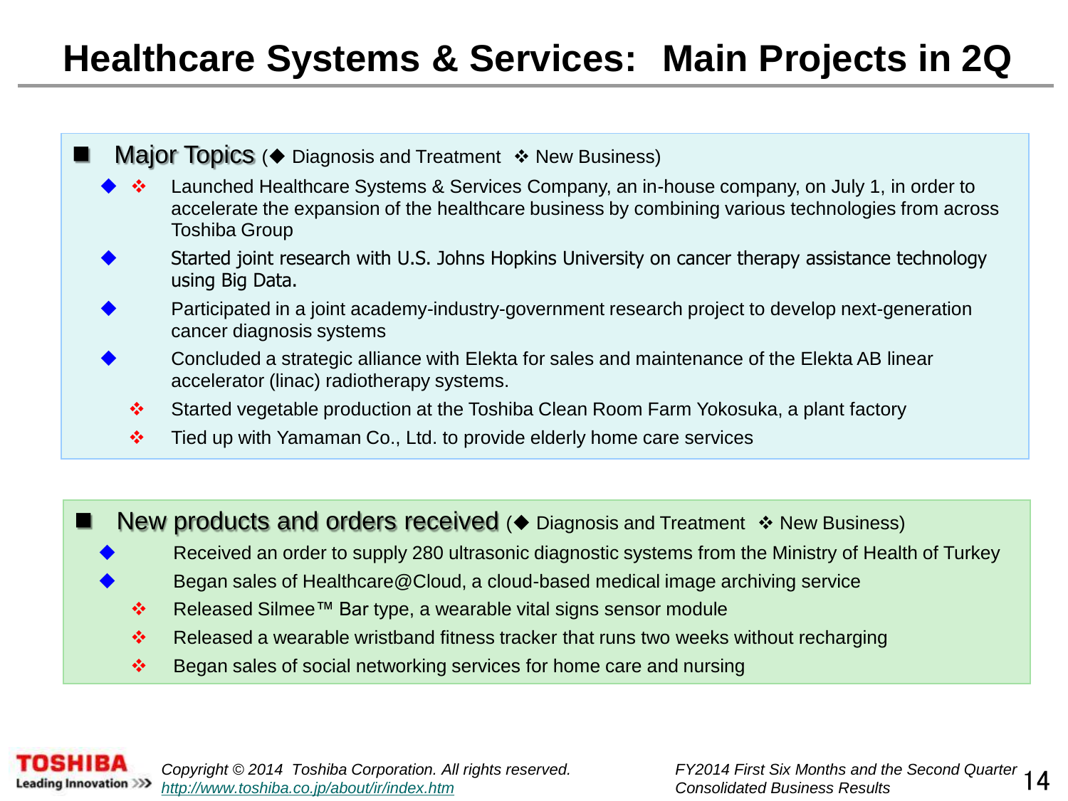# Healthcare Systems & Services: Main Projects in 2Q

## Major Topics (◆ Diagnosis and Treatment ❖ New Business)

- ◆ ❖ Launched Healthcare Systems & Services Company, an in-house company, on July 1, in order to accelerate the expansion of the healthcare business by combining various technologies from across Toshiba Group
- ◆ Started joint research with U.S. Johns Hopkins University on cancer therapy assistance technology using Big Data.
- ◆ Participated in a joint academy-industry-government research project to develop next-generation cancer diagnosis systems
- ◆ Concluded a strategic alliance with Elekta for sales and maintenance of the Elekta AB linear accelerator (linac) radiotherapy systems.
- ❖ Started vegetable production at the Toshiba Clean Room Farm Yokosuka, a plant factory
- ❖ Tied up with Yamaman Co., Ltd. to provide elderly home care services

## New products and orders received (◆ Diagnosis and Treatment ❖ New Business)

- ◆ Received an order to supply 280 ultrasonic diagnostic systems from the Ministry of Health of Turkey
- ◆ Began sales of Healthcare@Cloud, a cloud-based medical image archiving service
- ❖ Released Silmee™ Bar type, a wearable vital signs sensor module
- ❖ Released a wearable wristband fitness tracker that runs two weeks without recharging
- ❖ Began sales of social networking services for home care and nursing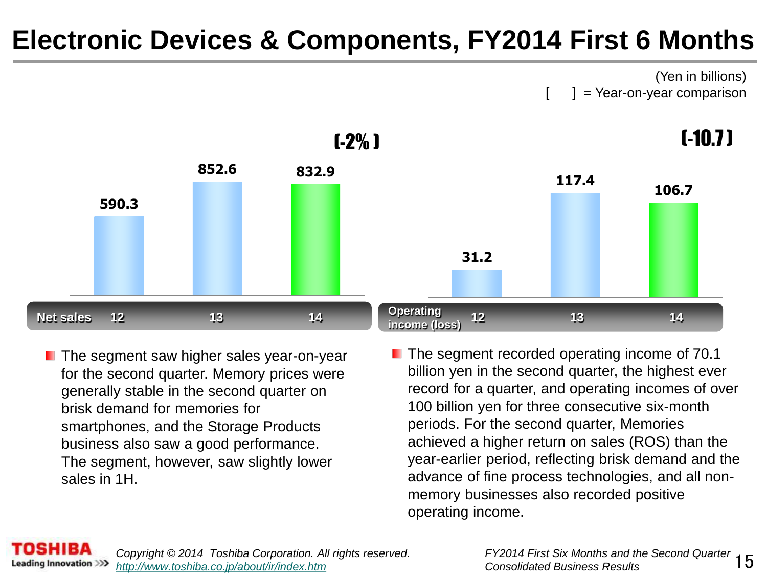# Electronic Devices & Components, FY2014 First 6 Months

(Yen in billions)
[ ] = Year-on-year comparison

| Net sales | 12 | 13 | 14 |
|---|---|---|---|
| | 590.3 | 852.6 | 832.9 |

[-2%]

| Operating income (loss) | 12 | 13 | 14 |
|---|---|---|---|
| | 31.2 | 117.4 | 106.7 |

[-10.7]

- The segment saw higher sales year-on-year for the second quarter. Memory prices were generally stable in the second quarter on brisk demand for memories for smartphones, and the Storage Products business also saw a good performance. The segment, however, saw slightly lower sales in 1H.

- The segment recorded operating income of 70.1 billion yen in the second quarter, the highest ever record for a quarter, and operating incomes of over 100 billion yen for three consecutive six-month periods. For the second quarter, Memories achieved a higher return on sales (ROS) than the year-earlier period, reflecting brisk demand and the advance of fine process technologies, and all non-memory businesses also recorded positive operating income.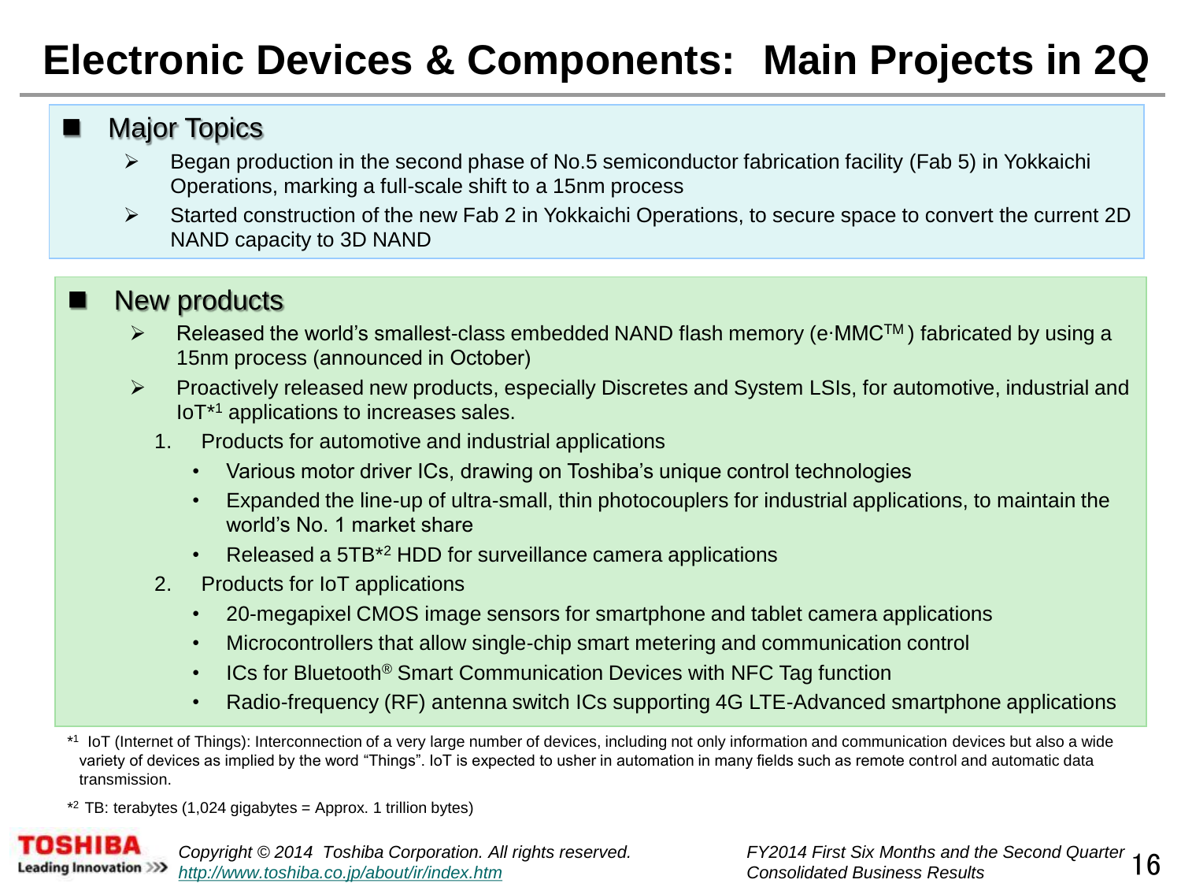# Electronic Devices & Components: Main Projects in 2Q

## Major Topics

- Began production in the second phase of No.5 semiconductor fabrication facility (Fab 5) in Yokkaichi Operations, marking a full-scale shift to a 15nm process
- Started construction of the new Fab 2 in Yokkaichi Operations, to secure space to convert the current 2D NAND capacity to 3D NAND

## New products

- Released the world's smallest-class embedded NAND flash memory (e·MMC™) fabricated by using a 15nm process (announced in October)
- Proactively released new products, especially Discretes and System LSIs, for automotive, industrial and IoT*1 applications to increases sales.
  1. Products for automotive and industrial applications
     - Various motor driver ICs, drawing on Toshiba's unique control technologies
     - Expanded the line-up of ultra-small, thin photocouplers for industrial applications, to maintain the world's No. 1 market share
     - Released a 5TB*2 HDD for surveillance camera applications
  2. Products for IoT applications
     - 20-megapixel CMOS image sensors for smartphone and tablet camera applications
     - Microcontrollers that allow single-chip smart metering and communication control
     - ICs for Bluetooth® Smart Communication Devices with NFC Tag function
     - Radio-frequency (RF) antenna switch ICs supporting 4G LTE-Advanced smartphone applications

*1 IoT (Internet of Things): Interconnection of a very large number of devices, including not only information and communication devices but also a wide variety of devices as implied by the word "Things". IoT is expected to usher in automation in many fields such as remote control and automatic data transmission.

*2 TB: terabytes (1,024 gigabytes = Approx. 1 trillion bytes)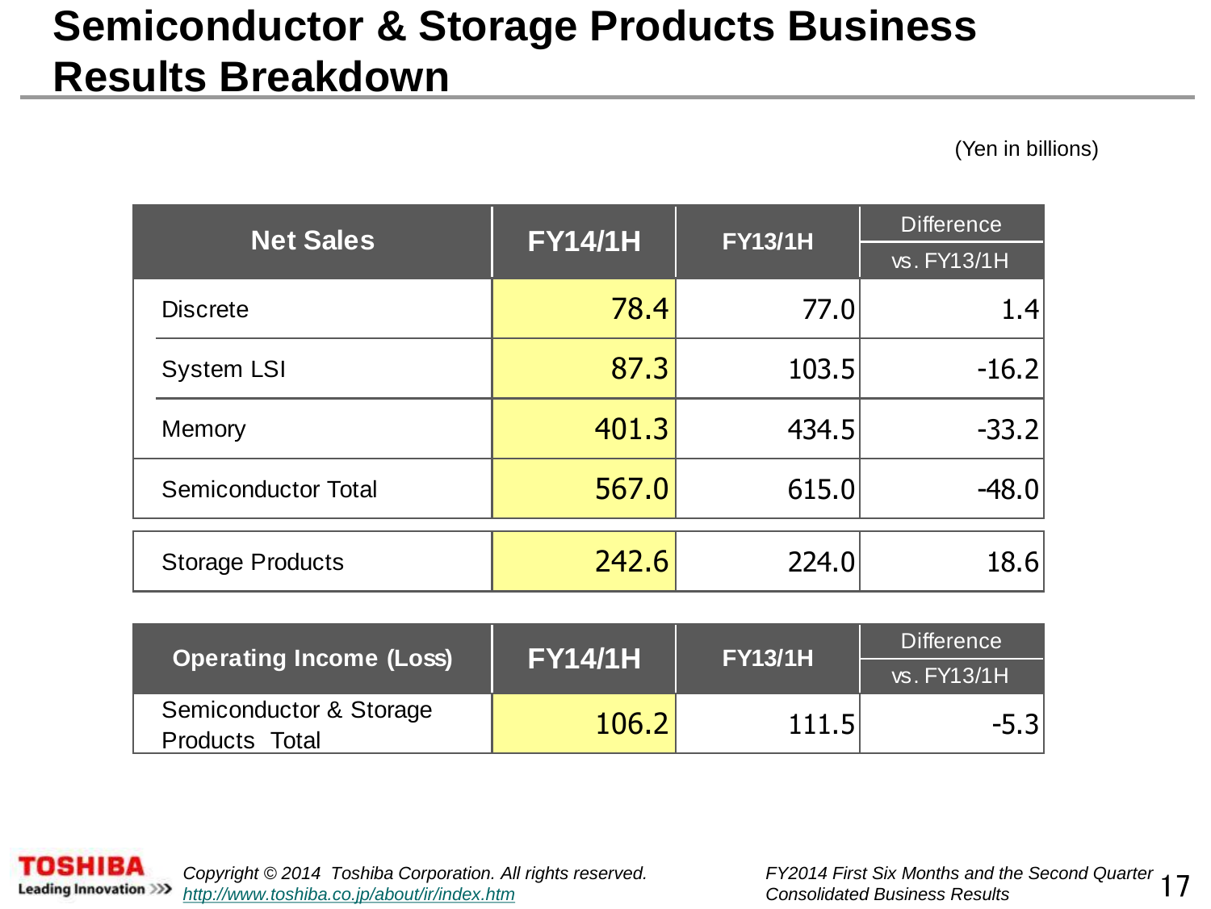# Semiconductor & Storage Products Business Results Breakdown

(Yen in billions)

| Net Sales | FY14/1H | FY13/1H | Difference vs. FY13/1H |
|---|---|---|---|
| Discrete | 78.4 | 77.0 | 1.4 |
| System LSI | 87.3 | 103.5 | -16.2 |
| Memory | 401.3 | 434.5 | -33.2 |
| Semiconductor Total | 567.0 | 615.0 | -48.0 |
| Storage Products | 242.6 | 224.0 | 18.6 |

| Operating Income (Loss) | FY14/1H | FY13/1H | Difference vs. FY13/1H |
|---|---|---|---|
| Semiconductor & Storage Products Total | 106.2 | 111.5 | -5.3 |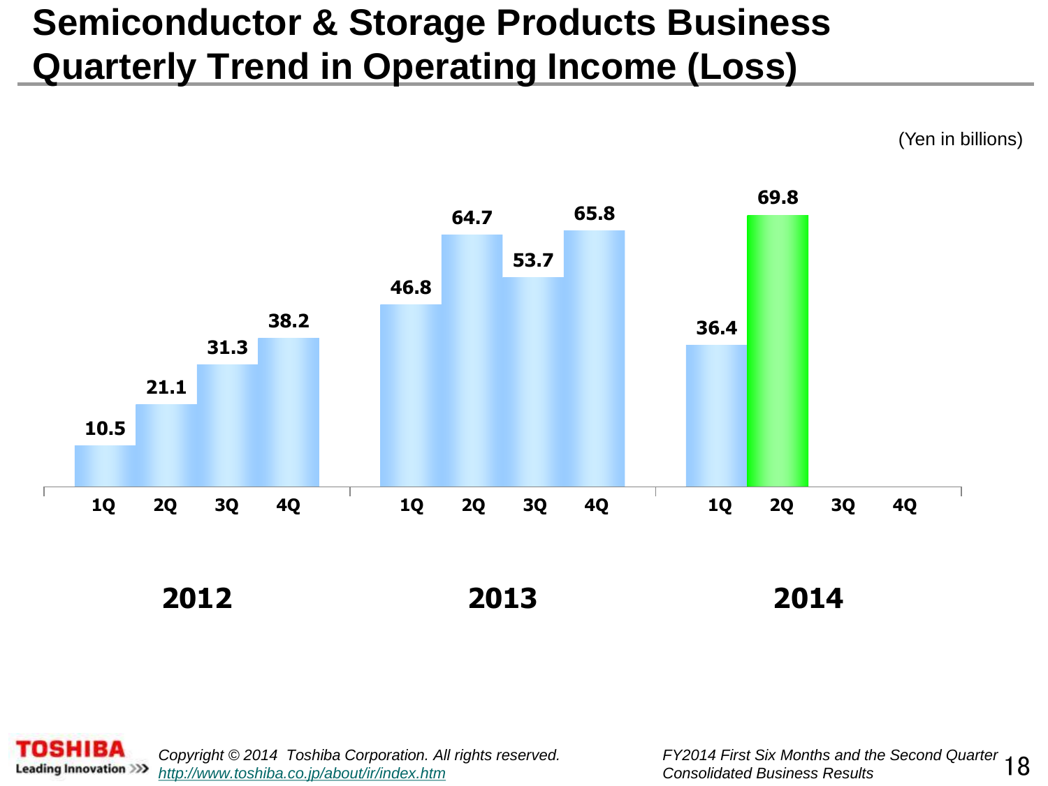# Semiconductor & Storage Products Business Quarterly Trend in Operating Income (Loss)

(Yen in billions)

| | 1Q | 2Q | 3Q | 4Q |
|---|---|---|---|---|
| 2012 | 10.5 | 21.1 | 31.3 | 38.2 |
| 2013 | 46.8 | 64.7 | 53.7 | 65.8 |
| 2014 | 36.4 | 69.8 | | |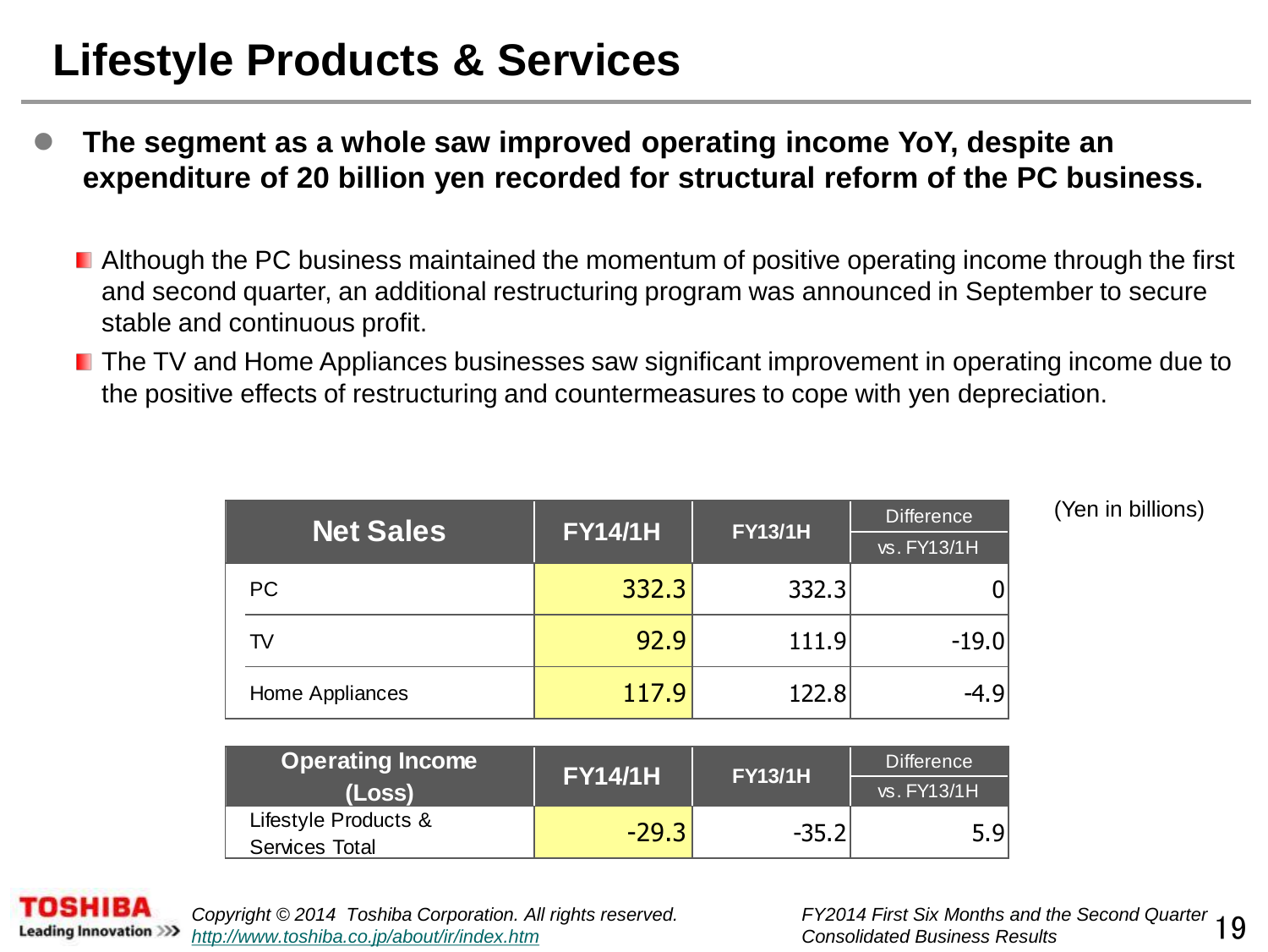# Lifestyle Products & Services

- **The segment as a whole saw improved operating income YoY, despite an expenditure of 20 billion yen recorded for structural reform of the PC business.**
  - Although the PC business maintained the momentum of positive operating income through the first and second quarter, an additional restructuring program was announced in September to secure stable and continuous profit.
  - The TV and Home Appliances businesses saw significant improvement in operating income due to the positive effects of restructuring and countermeasures to cope with yen depreciation.

(Yen in billions)

| Net Sales | FY14/1H | FY13/1H | Difference vs. FY13/1H |
|---|---|---|---|
| PC | 332.3 | 332.3 | 0 |
| TV | 92.9 | 111.9 | -19.0 |
| Home Appliances | 117.9 | 122.8 | -4.9 |

| Operating Income (Loss) | FY14/1H | FY13/1H | Difference vs. FY13/1H |
|---|---|---|---|
| Lifestyle Products & Services Total | -29.3 | -35.2 | 5.9 |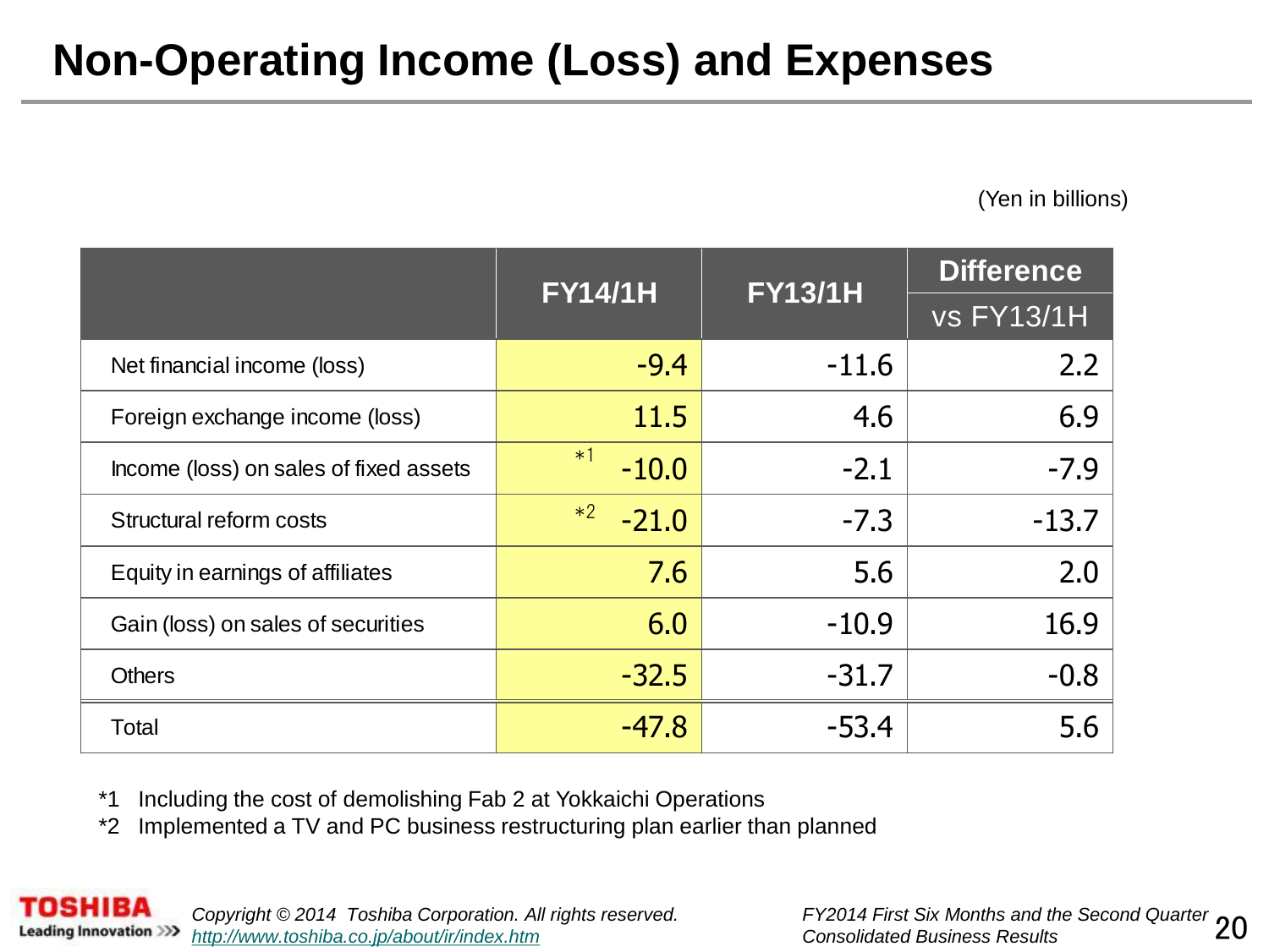# Non-Operating Income (Loss) and Expenses

(Yen in billions)

| | FY14/1H | FY13/1H | Difference vs FY13/1H |
|---|---|---|---|
| Net financial income (loss) | -9.4 | -11.6 | 2.2 |
| Foreign exchange income (loss) | 11.5 | 4.6 | 6.9 |
| Income (loss) on sales of fixed assets | *1 -10.0 | -2.1 | -7.9 |
| Structural reform costs | *2 -21.0 | -7.3 | -13.7 |
| Equity in earnings of affiliates | 7.6 | 5.6 | 2.0 |
| Gain (loss) on sales of securities | 6.0 | -10.9 | 16.9 |
| Others | -32.5 | -31.7 | -0.8 |
| Total | -47.8 | -53.4 | 5.6 |

*1 Including the cost of demolishing Fab 2 at Yokkaichi Operations

*2 Implemented a TV and PC business restructuring plan earlier than planned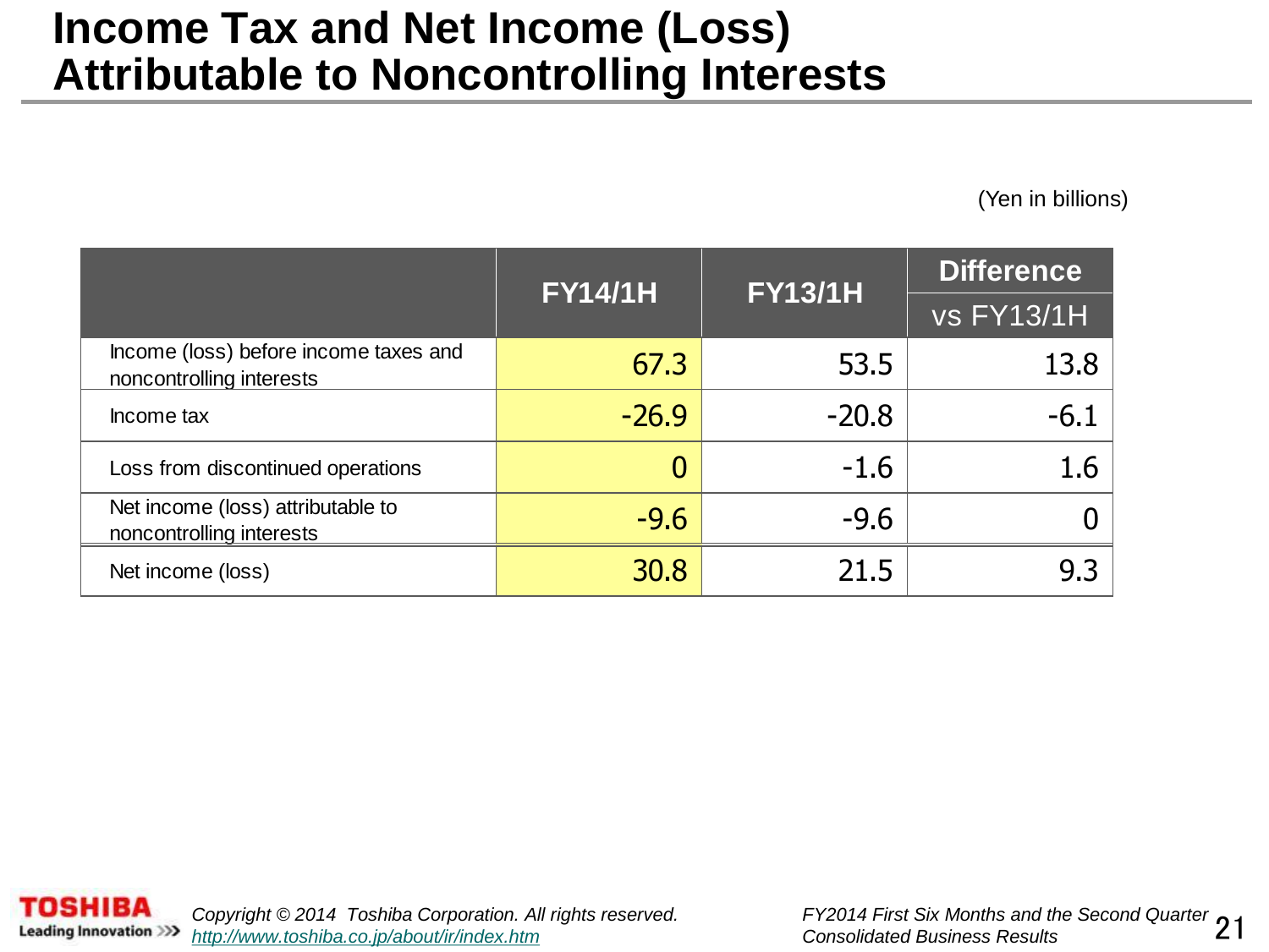# Income Tax and Net Income (Loss) Attributable to Noncontrolling Interests

(Yen in billions)

| | FY14/1H | FY13/1H | Difference vs FY13/1H |
|---|---|---|---|
| Income (loss) before income taxes and noncontrolling interests | 67.3 | 53.5 | 13.8 |
| Income tax | -26.9 | -20.8 | -6.1 |
| Loss from discontinued operations | 0 | -1.6 | 1.6 |
| Net income (loss) attributable to noncontrolling interests | -9.6 | -9.6 | 0 |
| Net income (loss) | 30.8 | 21.5 | 9.3 |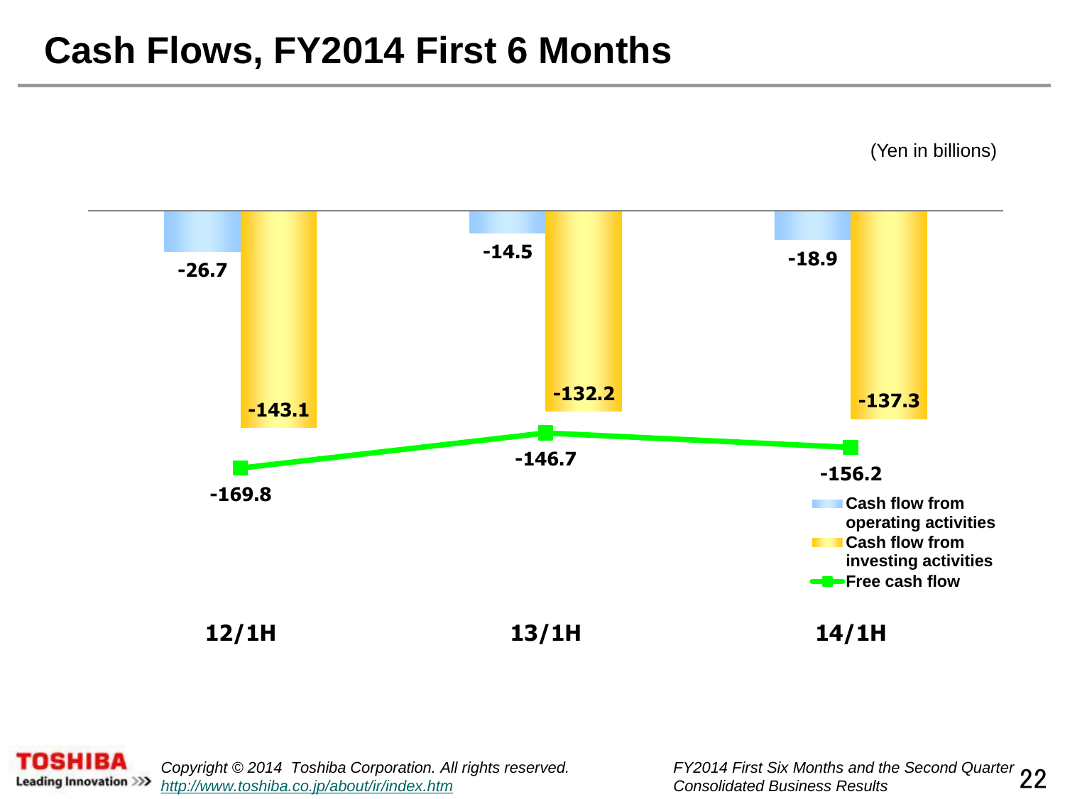# Cash Flows, FY2014 First 6 Months

(Yen in billions)

| | 12/1H | 13/1H | 14/1H |
|---|---|---|---|
| Cash flow from operating activities | -26.7 | -14.5 | -18.9 |
| Cash flow from investing activities | -143.1 | -132.2 | -137.3 |
| Free cash flow | -169.8 | -146.7 | -156.2 |

Copyright © 2014 Toshiba Corporation. All rights reserved.
http://www.toshiba.co.jp/about/ir/index.htm

FY2014 First Six Months and the Second Quarter Consolidated Business Results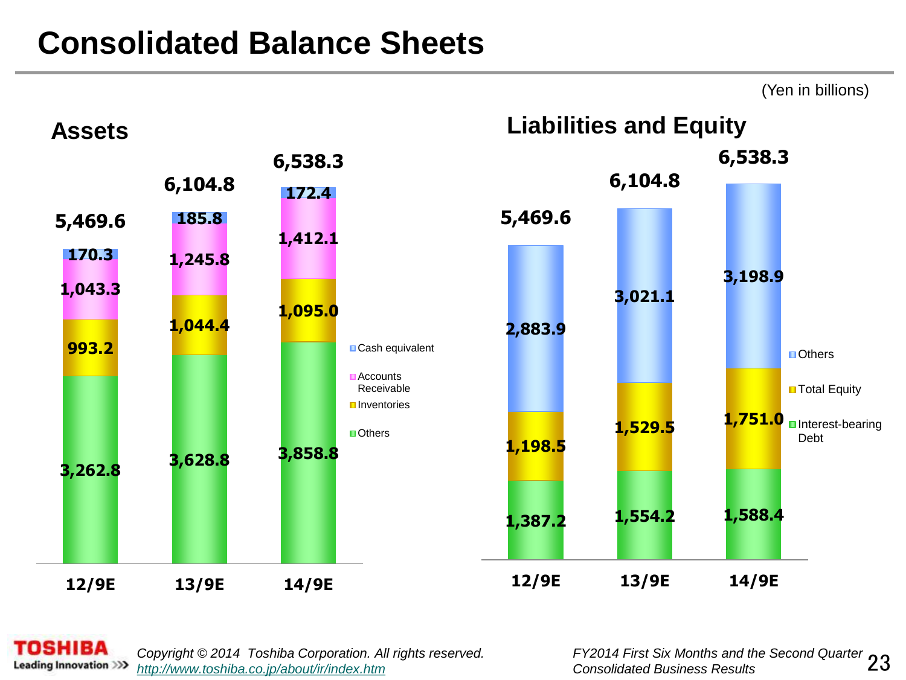# Consolidated Balance Sheets

(Yen in billions)

## Assets

| | 12/9E | 13/9E | 14/9E |
|---|---|---|---|
| Cash equivalent | 170.3 | 185.8 | 172.4 |
| Accounts Receivable | 1,043.3 | 1,245.8 | 1,412.1 |
| Inventories | 993.2 | 1,044.4 | 1,095.0 |
| Others | 3,262.8 | 3,628.8 | 3,858.8 |
| Total | 5,469.6 | 6,104.8 | 6,538.3 |

## Liabilities and Equity

| | 12/9E | 13/9E | 14/9E |
|---|---|---|---|
| Others | 2,883.9 | 3,021.1 | 3,198.9 |
| Total Equity | 1,198.5 | 1,529.5 | 1,751.0 |
| Interest-bearing Debt | 1,387.2 | 1,554.2 | 1,588.4 |
| Total | 5,469.6 | 6,104.8 | 6,538.3 |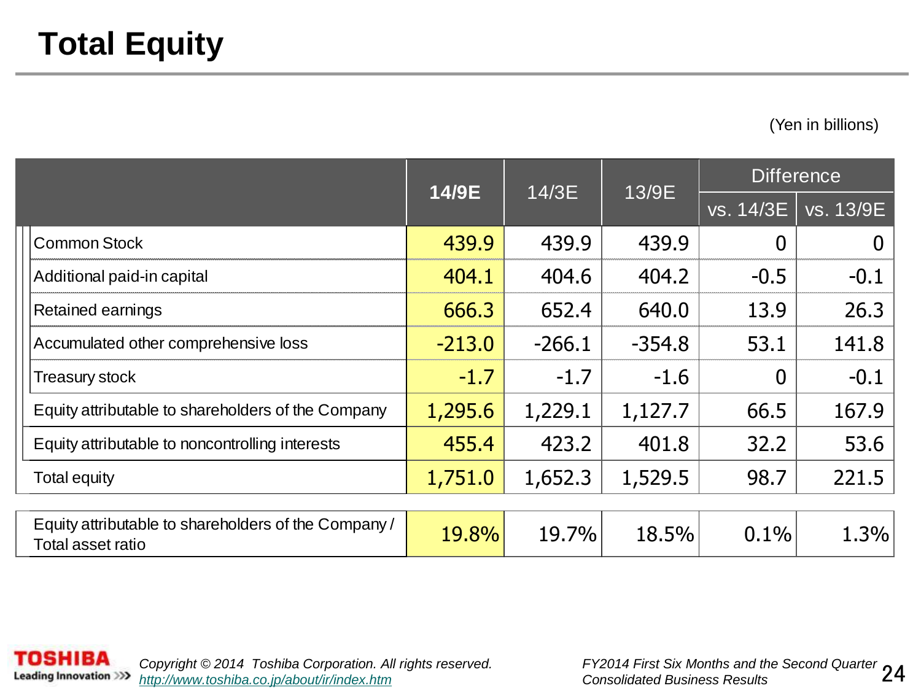# Total Equity

(Yen in billions)

| | 14/9E | 14/3E | 13/9E | Difference | |
|---|---|---|---|---|---|
| | | | | vs. 14/3E | vs. 13/9E |
| Common Stock | 439.9 | 439.9 | 439.9 | 0 | 0 |
| Additional paid-in capital | 404.1 | 404.6 | 404.2 | -0.5 | -0.1 |
| Retained earnings | 666.3 | 652.4 | 640.0 | 13.9 | 26.3 |
| Accumulated other comprehensive loss | -213.0 | -266.1 | -354.8 | 53.1 | 141.8 |
| Treasury stock | -1.7 | -1.7 | -1.6 | 0 | -0.1 |
| Equity attributable to shareholders of the Company | 1,295.6 | 1,229.1 | 1,127.7 | 66.5 | 167.9 |
| Equity attributable to noncontrolling interests | 455.4 | 423.2 | 401.8 | 32.2 | 53.6 |
| Total equity | 1,751.0 | 1,652.3 | 1,529.5 | 98.7 | 221.5 |
| Equity attributable to shareholders of the Company / Total asset ratio | 19.8% | 19.7% | 18.5% | 0.1% | 1.3% |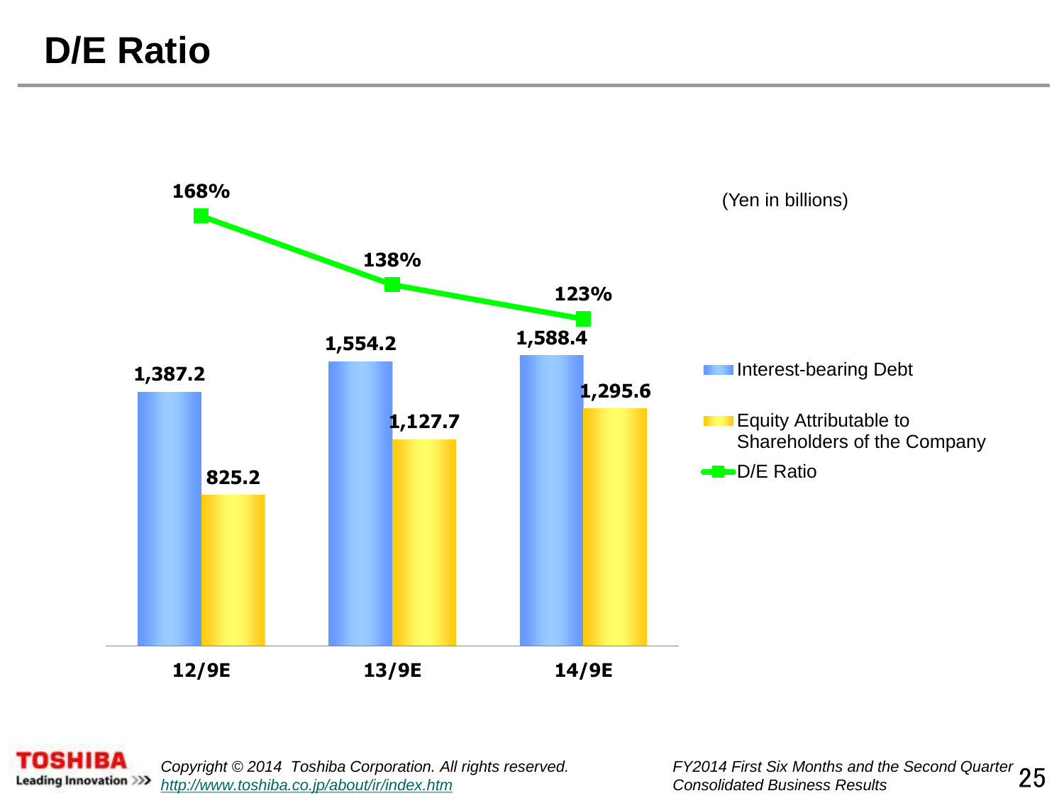# D/E Ratio

(Yen in billions)

| | 12/9E | 13/9E | 14/9E |
|---|---|---|---|
| Interest-bearing Debt | 1,387.2 | 1,554.2 | 1,588.4 |
| Equity Attributable to Shareholders of the Company | 825.2 | 1,127.7 | 1,295.6 |
| D/E Ratio | 168% | 138% | 123% |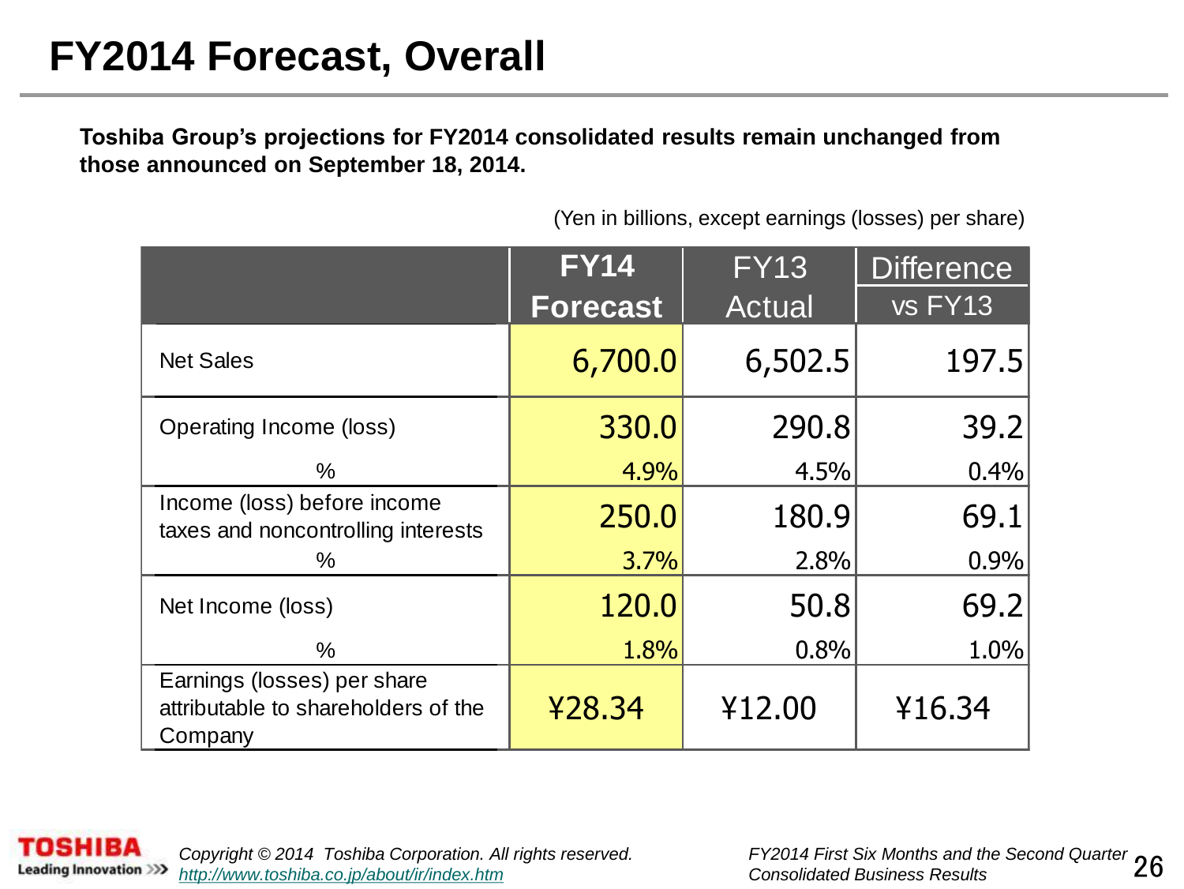# FY2014 Forecast, Overall

**Toshiba Group's projections for FY2014 consolidated results remain unchanged from those announced on September 18, 2014.**

(Yen in billions, except earnings (losses) per share)

| | FY14 Forecast | FY13 Actual | Difference vs FY13 |
|---|---|---|---|
| Net Sales | 6,700.0 | 6,502.5 | 197.5 |
| Operating Income (loss) | 330.0 | 290.8 | 39.2 |
| % | 4.9% | 4.5% | 0.4% |
| Income (loss) before income taxes and noncontrolling interests | 250.0 | 180.9 | 69.1 |
| % | 3.7% | 2.8% | 0.9% |
| Net Income (loss) | 120.0 | 50.8 | 69.2 |
| % | 1.8% | 0.8% | 1.0% |
| Earnings (losses) per share attributable to shareholders of the Company | ¥28.34 | ¥12.00 | ¥16.34 |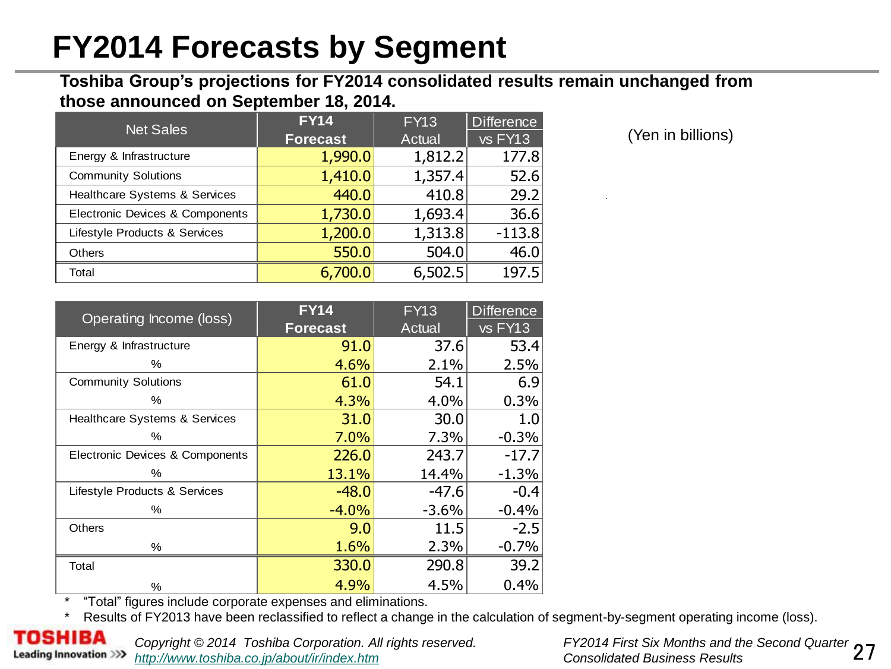# FY2014 Forecasts by Segment

**Toshiba Group's projections for FY2014 consolidated results remain unchanged from those announced on September 18, 2014.**

(Yen in billions)

| Net Sales | FY14 Forecast | FY13 Actual | Difference vs FY13 |
|---|---|---|---|
| Energy & Infrastructure | 1,990.0 | 1,812.2 | 177.8 |
| Community Solutions | 1,410.0 | 1,357.4 | 52.6 |
| Healthcare Systems & Services | 440.0 | 410.8 | 29.2 |
| Electronic Devices & Components | 1,730.0 | 1,693.4 | 36.6 |
| Lifestyle Products & Services | 1,200.0 | 1,313.8 | -113.8 |
| Others | 550.0 | 504.0 | 46.0 |
| Total | 6,700.0 | 6,502.5 | 197.5 |

| Operating Income (loss) | FY14 Forecast | FY13 Actual | Difference vs FY13 |
|---|---|---|---|
| Energy & Infrastructure | 91.0 | 37.6 | 53.4 |
| % | 4.6% | 2.1% | 2.5% |
| Community Solutions | 61.0 | 54.1 | 6.9 |
| % | 4.3% | 4.0% | 0.3% |
| Healthcare Systems & Services | 31.0 | 30.0 | 1.0 |
| % | 7.0% | 7.3% | -0.3% |
| Electronic Devices & Components | 226.0 | 243.7 | -17.7 |
| % | 13.1% | 14.4% | -1.3% |
| Lifestyle Products & Services | -48.0 | -47.6 | -0.4 |
| % | -4.0% | -3.6% | -0.4% |
| Others | 9.0 | 11.5 | -2.5 |
| % | 1.6% | 2.3% | -0.7% |
| Total | 330.0 | 290.8 | 39.2 |
| % | 4.9% | 4.5% | 0.4% |

* "Total" figures include corporate expenses and eliminations.
* Results of FY2013 have been reclassified to reflect a change in the calculation of segment-by-segment operating income (loss).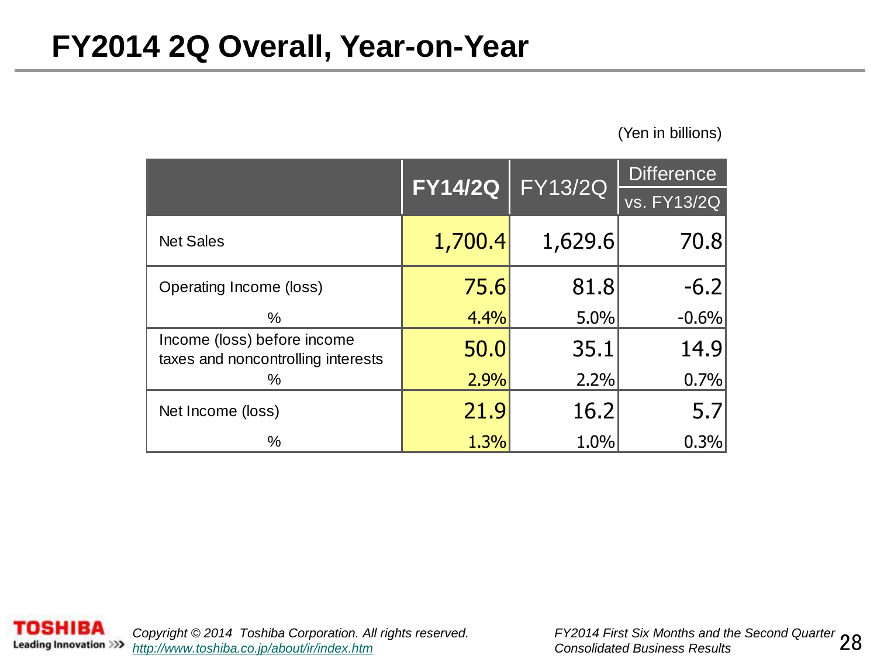# FY2014 2Q Overall, Year-on-Year

(Yen in billions)

| | FY14/2Q | FY13/2Q | Difference vs. FY13/2Q |
|---|---|---|---|
| Net Sales | 1,700.4 | 1,629.6 | 70.8 |
| Operating Income (loss) | 75.6 | 81.8 | -6.2 |
| % | 4.4% | 5.0% | -0.6% |
| Income (loss) before income taxes and noncontrolling interests | 50.0 | 35.1 | 14.9 |
| % | 2.9% | 2.2% | 0.7% |
| Net Income (loss) | 21.9 | 16.2 | 5.7 |
| % | 1.3% | 1.0% | 0.3% |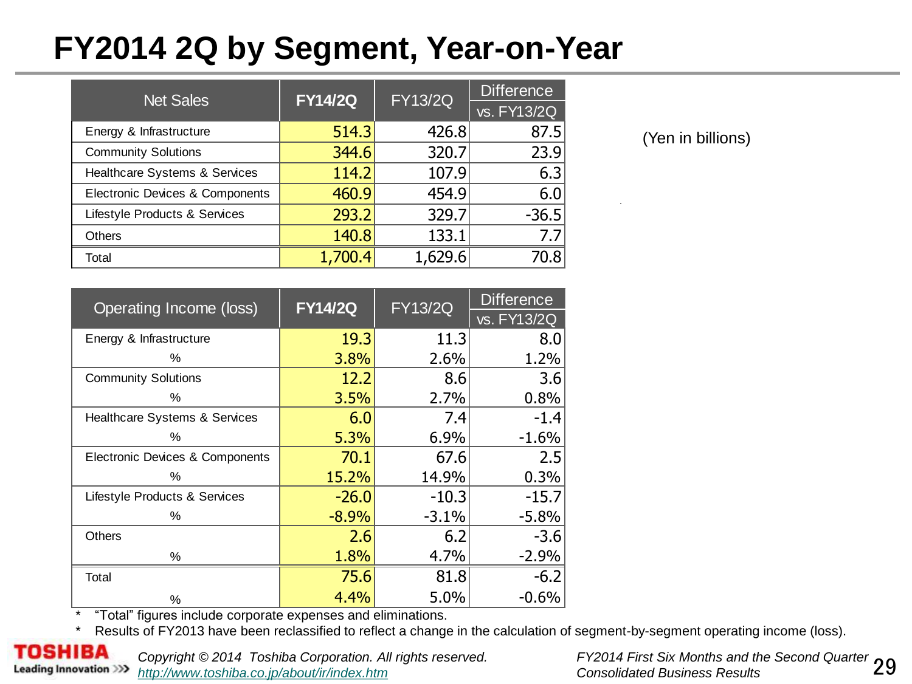# FY2014 2Q by Segment, Year-on-Year

(Yen in billions)

| Net Sales | FY14/2Q | FY13/2Q | Difference vs. FY13/2Q |
|---|---|---|---|
| Energy & Infrastructure | 514.3 | 426.8 | 87.5 |
| Community Solutions | 344.6 | 320.7 | 23.9 |
| Healthcare Systems & Services | 114.2 | 107.9 | 6.3 |
| Electronic Devices & Components | 460.9 | 454.9 | 6.0 |
| Lifestyle Products & Services | 293.2 | 329.7 | -36.5 |
| Others | 140.8 | 133.1 | 7.7 |
| Total | 1,700.4 | 1,629.6 | 70.8 |

| Operating Income (loss) | FY14/2Q | FY13/2Q | Difference vs. FY13/2Q |
|---|---|---|---|
| Energy & Infrastructure | 19.3 | 11.3 | 8.0 |
| % | 3.8% | 2.6% | 1.2% |
| Community Solutions | 12.2 | 8.6 | 3.6 |
| % | 3.5% | 2.7% | 0.8% |
| Healthcare Systems & Services | 6.0 | 7.4 | -1.4 |
| % | 5.3% | 6.9% | -1.6% |
| Electronic Devices & Components | 70.1 | 67.6 | 2.5 |
| % | 15.2% | 14.9% | 0.3% |
| Lifestyle Products & Services | -26.0 | -10.3 | -15.7 |
| % | -8.9% | -3.1% | -5.8% |
| Others | 2.6 | 6.2 | -3.6 |
| % | 1.8% | 4.7% | -2.9% |
| Total | 75.6 | 81.8 | -6.2 |
| % | 4.4% | 5.0% | -0.6% |

* "Total" figures include corporate expenses and eliminations.
* Results of FY2013 have been reclassified to reflect a change in the calculation of segment-by-segment operating income (loss).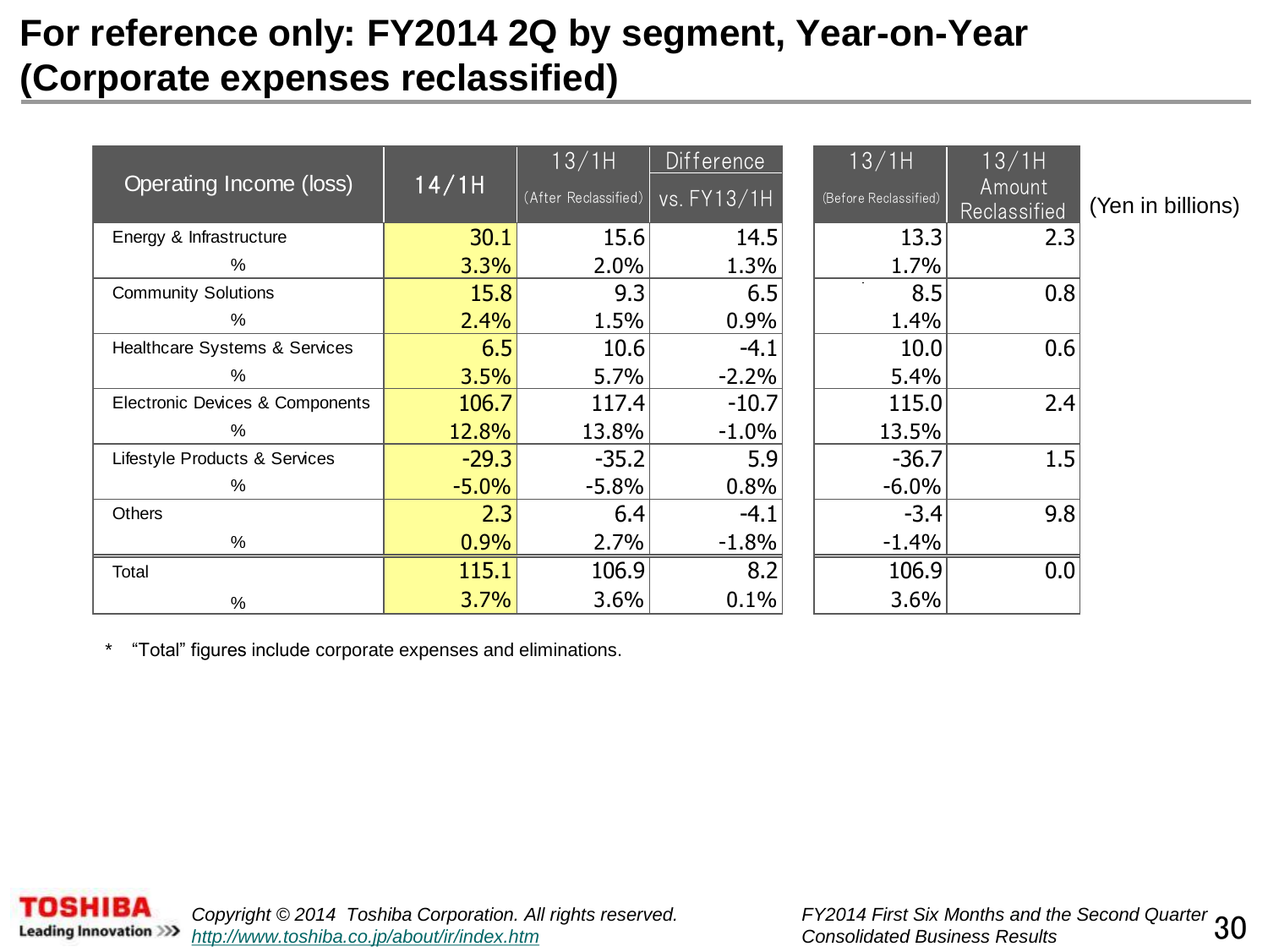# For reference only: FY2014 2Q by segment, Year-on-Year (Corporate expenses reclassified)

(Yen in billions)

| Operating Income (loss) | 14/1H | 13/1H (After Reclassified) | Difference vs. FY13/1H | 13/1H (Before Reclassified) | 13/1H Amount Reclassified |
|---|---|---|---|---|---|
| Energy & Infrastructure | 30.1 | 15.6 | 14.5 | 13.3 | 2.3 |
| % | 3.3% | 2.0% | 1.3% | 1.7% | |
| Community Solutions | 15.8 | 9.3 | 6.5 | 8.5 | 0.8 |
| % | 2.4% | 1.5% | 0.9% | 1.4% | |
| Healthcare Systems & Services | 6.5 | 10.6 | -4.1 | 10.0 | 0.6 |
| % | 3.5% | 5.7% | -2.2% | 5.4% | |
| Electronic Devices & Components | 106.7 | 117.4 | -10.7 | 115.0 | 2.4 |
| % | 12.8% | 13.8% | -1.0% | 13.5% | |
| Lifestyle Products & Services | -29.3 | -35.2 | 5.9 | -36.7 | 1.5 |
| % | -5.0% | -5.8% | 0.8% | -6.0% | |
| Others | 2.3 | 6.4 | -4.1 | -3.4 | 9.8 |
| % | 0.9% | 2.7% | -1.8% | -1.4% | |
| Total | 115.1 | 106.9 | 8.2 | 106.9 | 0.0 |
| % | 3.7% | 3.6% | 0.1% | 3.6% | |

\* "Total" figures include corporate expenses and eliminations.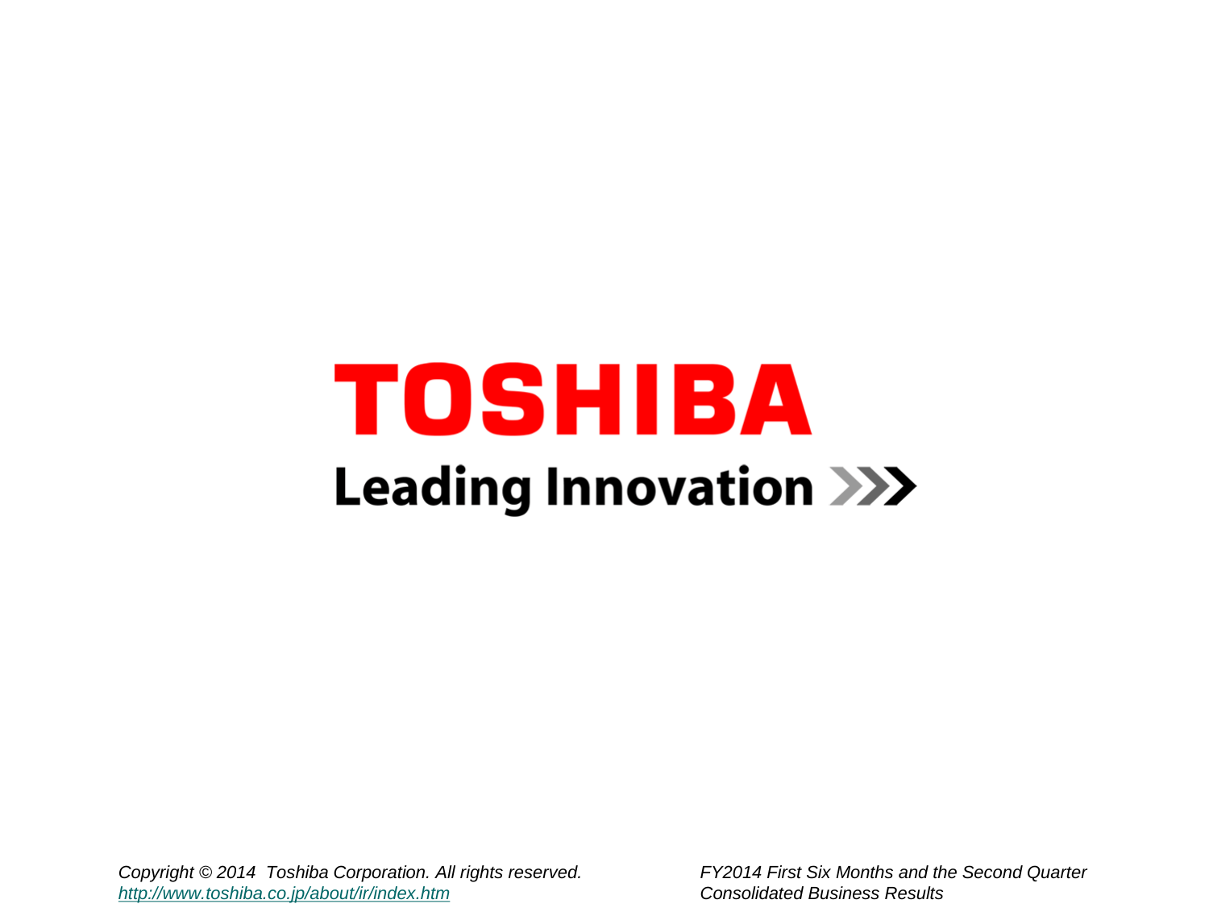TOSHIBA

Leading Innovation >>>